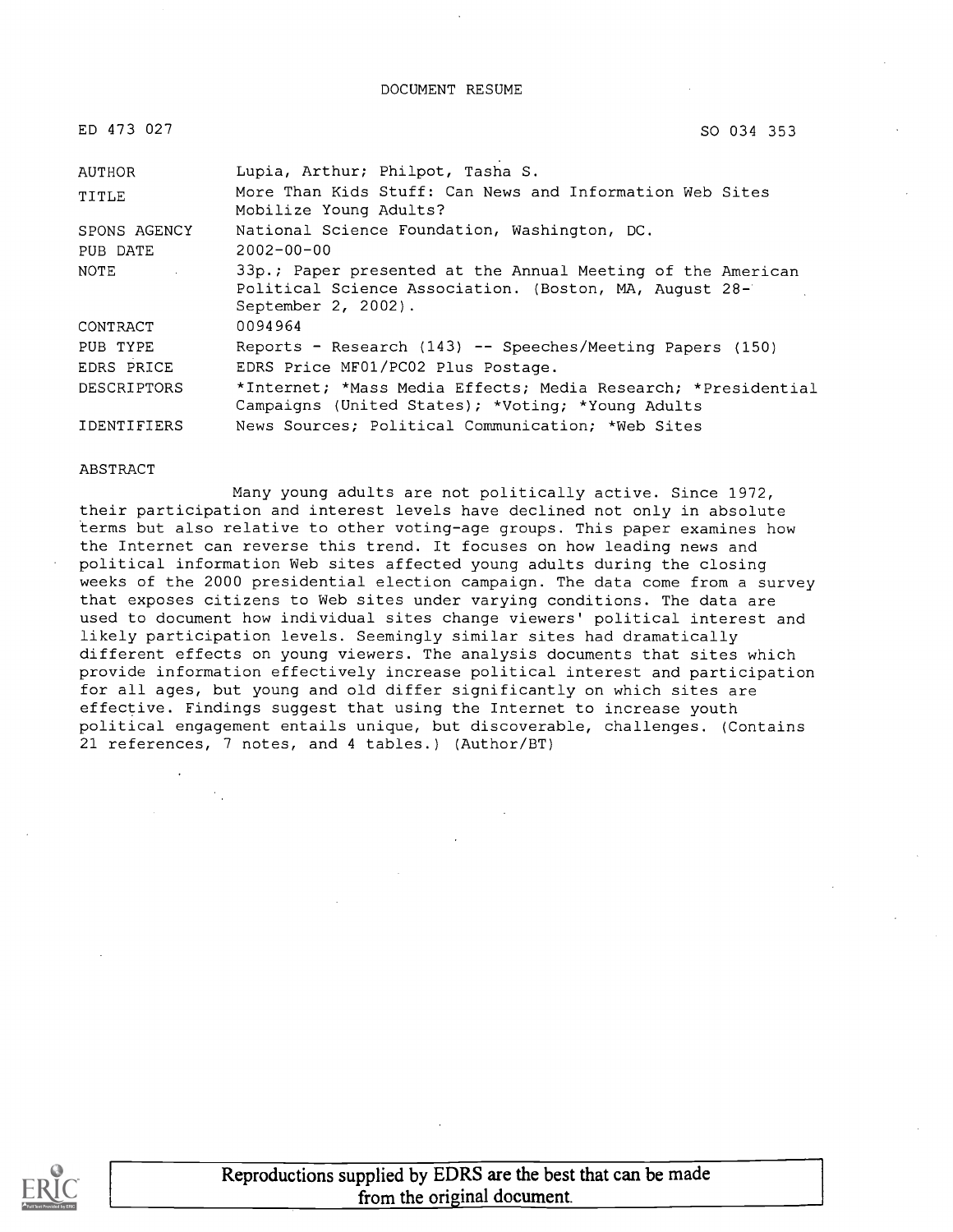DOCUMENT RESUME

| | |
|---|---|
| ED 473 027 | SO 034 353 |
| AUTHOR | Lupia, Arthur; Philpot, Tasha S. |
| TITLE | More Than Kids Stuff: Can News and Information Web Sites Mobilize Young Adults? |
| SPONS AGENCY | National Science Foundation, Washington, DC. |
| PUB DATE | 2002-00-00 |
| NOTE | 33p.; Paper presented at the Annual Meeting of the American Political Science Association. (Boston, MA, August 28-September 2, 2002). |
| CONTRACT | 0094964 |
| PUB TYPE | Reports - Research (143) -- Speeches/Meeting Papers (150) |
| EDRS PRICE | EDRS Price MF01/PC02 Plus Postage. |
| DESCRIPTORS | *Internet; *Mass Media Effects; Media Research; *Presidential Campaigns (United States); *Voting; *Young Adults |
| IDENTIFIERS | News Sources; Political Communication; *Web Sites |

ABSTRACT

Many young adults are not politically active. Since 1972, their participation and interest levels have declined not only in absolute terms but also relative to other voting-age groups. This paper examines how the Internet can reverse this trend. It focuses on how leading news and political information Web sites affected young adults during the closing weeks of the 2000 presidential election campaign. The data come from a survey that exposes citizens to Web sites under varying conditions. The data are used to document how individual sites change viewers' political interest and likely participation levels. Seemingly similar sites had dramatically different effects on young viewers. The analysis documents that sites which provide information effectively increase political interest and participation for all ages, but young and old differ significantly on which sites are effective. Findings suggest that using the Internet to increase youth political engagement entails unique, but discoverable, challenges. (Contains 21 references, 7 notes, and 4 tables.) (Author/BT)

Reproductions supplied by EDRS are the best that can be made from the original document.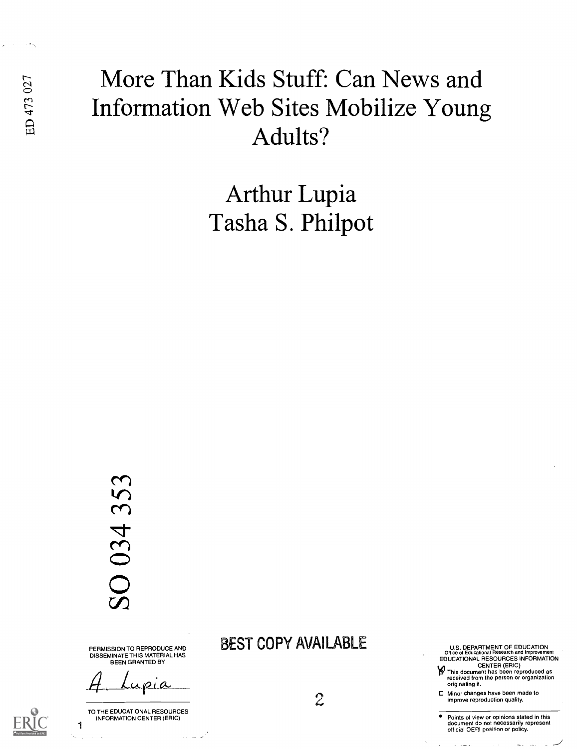ED 473 027

# More Than Kids Stuff: Can News and Information Web Sites Mobilize Young Adults?

Arthur Lupia
Tasha S. Philpot

SO 034 353

PERMISSION TO REPRODUCE AND DISSEMINATE THIS MATERIAL HAS BEEN GRANTED BY

A. Lupia

TO THE EDUCATIONAL RESOURCES INFORMATION CENTER (ERIC)

BEST COPY AVAILABLE

U.S. DEPARTMENT OF EDUCATION
Office of Educational Research and Improvement
EDUCATIONAL RESOURCES INFORMATION CENTER (ERIC)

- [x] This document has been reproduced as received from the person or organization originating it.
- [ ] Minor changes have been made to improve reproduction quality.

- Points of view or opinions stated in this document do not necessarily represent official OERI position or policy.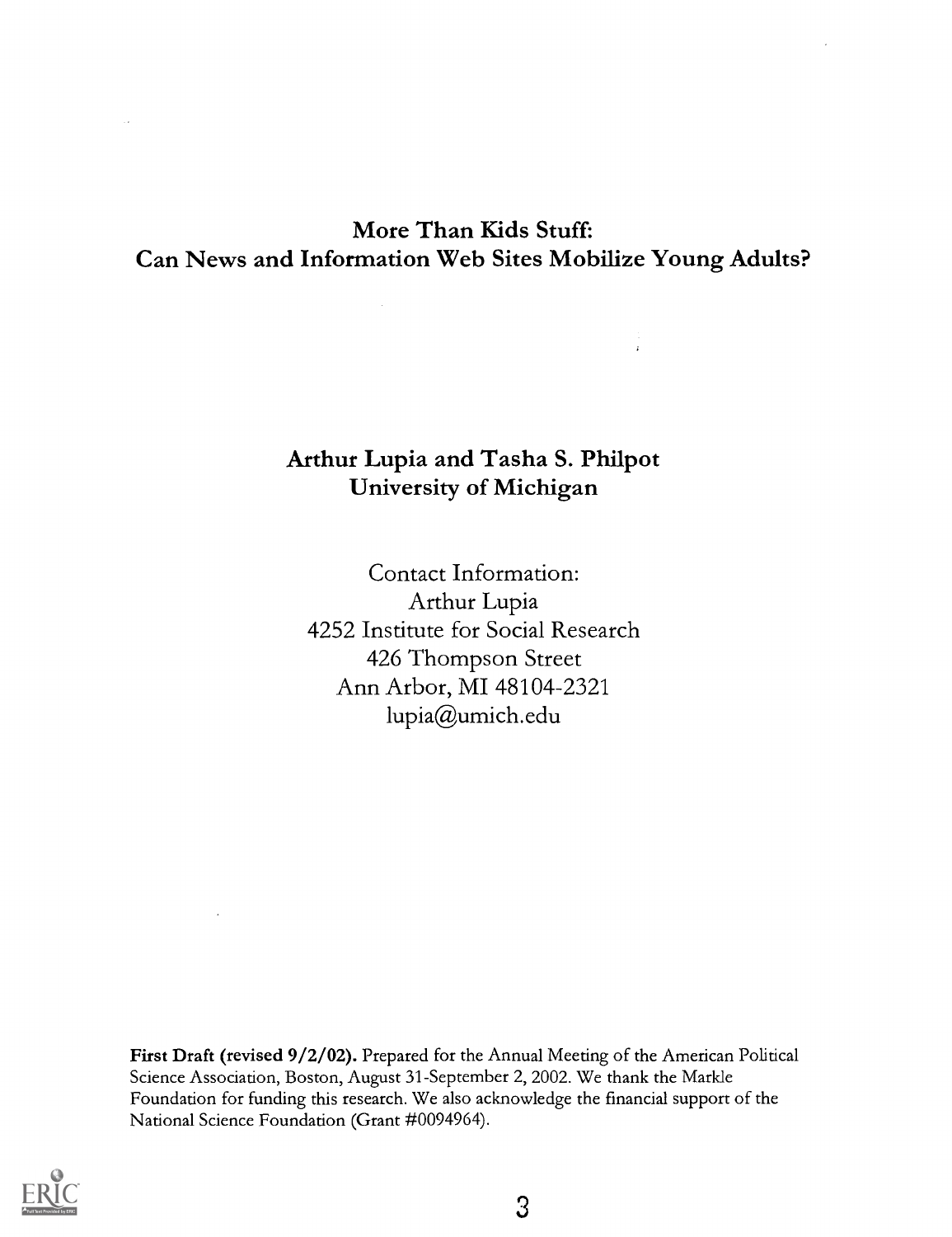# More Than Kids Stuff:
# Can News and Information Web Sites Mobilize Young Adults?

**Arthur Lupia and Tasha S. Philpot**
**University of Michigan**

Contact Information:
Arthur Lupia
4252 Institute for Social Research
426 Thompson Street
Ann Arbor, MI 48104-2321
lupia@umich.edu

**First Draft (revised 9/2/02).** Prepared for the Annual Meeting of the American Political Science Association, Boston, August 31-September 2, 2002. We thank the Markle Foundation for funding this research. We also acknowledge the financial support of the National Science Foundation (Grant #0094964).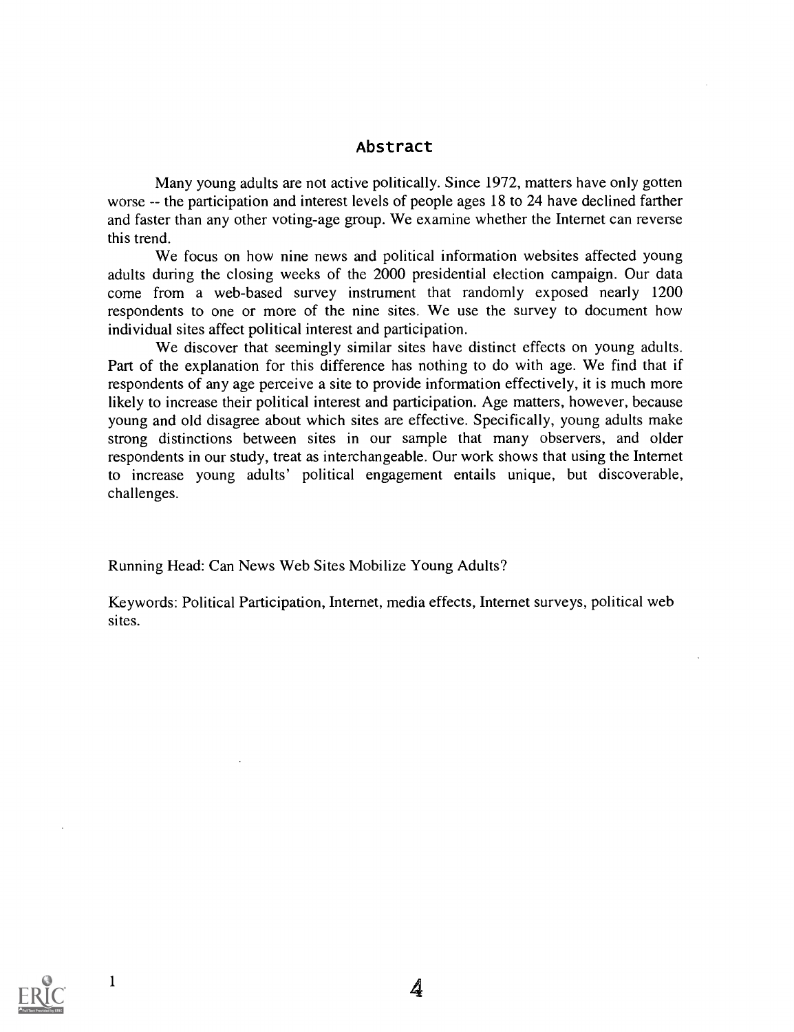## Abstract

Many young adults are not active politically. Since 1972, matters have only gotten worse -- the participation and interest levels of people ages 18 to 24 have declined farther and faster than any other voting-age group. We examine whether the Internet can reverse this trend.

We focus on how nine news and political information websites affected young adults during the closing weeks of the 2000 presidential election campaign. Our data come from a web-based survey instrument that randomly exposed nearly 1200 respondents to one or more of the nine sites. We use the survey to document how individual sites affect political interest and participation.

We discover that seemingly similar sites have distinct effects on young adults. Part of the explanation for this difference has nothing to do with age. We find that if respondents of any age perceive a site to provide information effectively, it is much more likely to increase their political interest and participation. Age matters, however, because young and old disagree about which sites are effective. Specifically, young adults make strong distinctions between sites in our sample that many observers, and older respondents in our study, treat as interchangeable. Our work shows that using the Internet to increase young adults' political engagement entails unique, but discoverable, challenges.

Running Head: Can News Web Sites Mobilize Young Adults?

Keywords: Political Participation, Internet, media effects, Internet surveys, political web sites.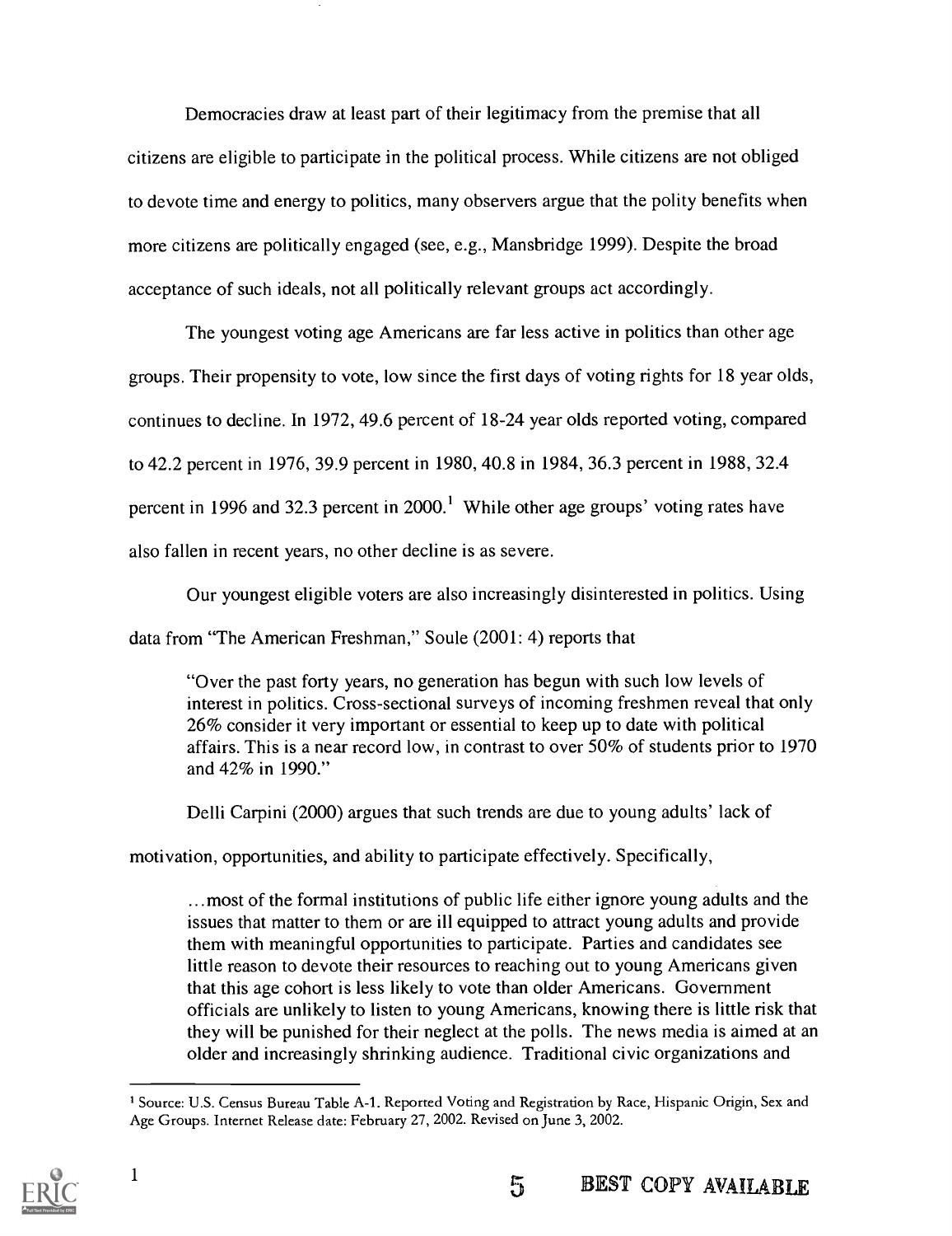Democracies draw at least part of their legitimacy from the premise that all citizens are eligible to participate in the political process. While citizens are not obliged to devote time and energy to politics, many observers argue that the polity benefits when more citizens are politically engaged (see, e.g., Mansbridge 1999). Despite the broad acceptance of such ideals, not all politically relevant groups act accordingly.

The youngest voting age Americans are far less active in politics than other age groups. Their propensity to vote, low since the first days of voting rights for 18 year olds, continues to decline. In 1972, 49.6 percent of 18-24 year olds reported voting, compared to 42.2 percent in 1976, 39.9 percent in 1980, 40.8 in 1984, 36.3 percent in 1988, 32.4 percent in 1996 and 32.3 percent in 2000.[1] While other age groups' voting rates have also fallen in recent years, no other decline is as severe.

Our youngest eligible voters are also increasingly disinterested in politics. Using data from "The American Freshman," Soule (2001: 4) reports that

> "Over the past forty years, no generation has begun with such low levels of interest in politics. Cross-sectional surveys of incoming freshmen reveal that only 26% consider it very important or essential to keep up to date with political affairs. This is a near record low, in contrast to over 50% of students prior to 1970 and 42% in 1990."

Delli Carpini (2000) argues that such trends are due to young adults' lack of motivation, opportunities, and ability to participate effectively. Specifically,

> ...most of the formal institutions of public life either ignore young adults and the issues that matter to them or are ill equipped to attract young adults and provide them with meaningful opportunities to participate. Parties and candidates see little reason to devote their resources to reaching out to young Americans given that this age cohort is less likely to vote than older Americans. Government officials are unlikely to listen to young Americans, knowing there is little risk that they will be punished for their neglect at the polls. The news media is aimed at an older and increasingly shrinking audience. Traditional civic organizations and

[1] Source: U.S. Census Bureau Table A-1. Reported Voting and Registration by Race, Hispanic Origin, Sex and Age Groups. Internet Release date: February 27, 2002. Revised on June 3, 2002.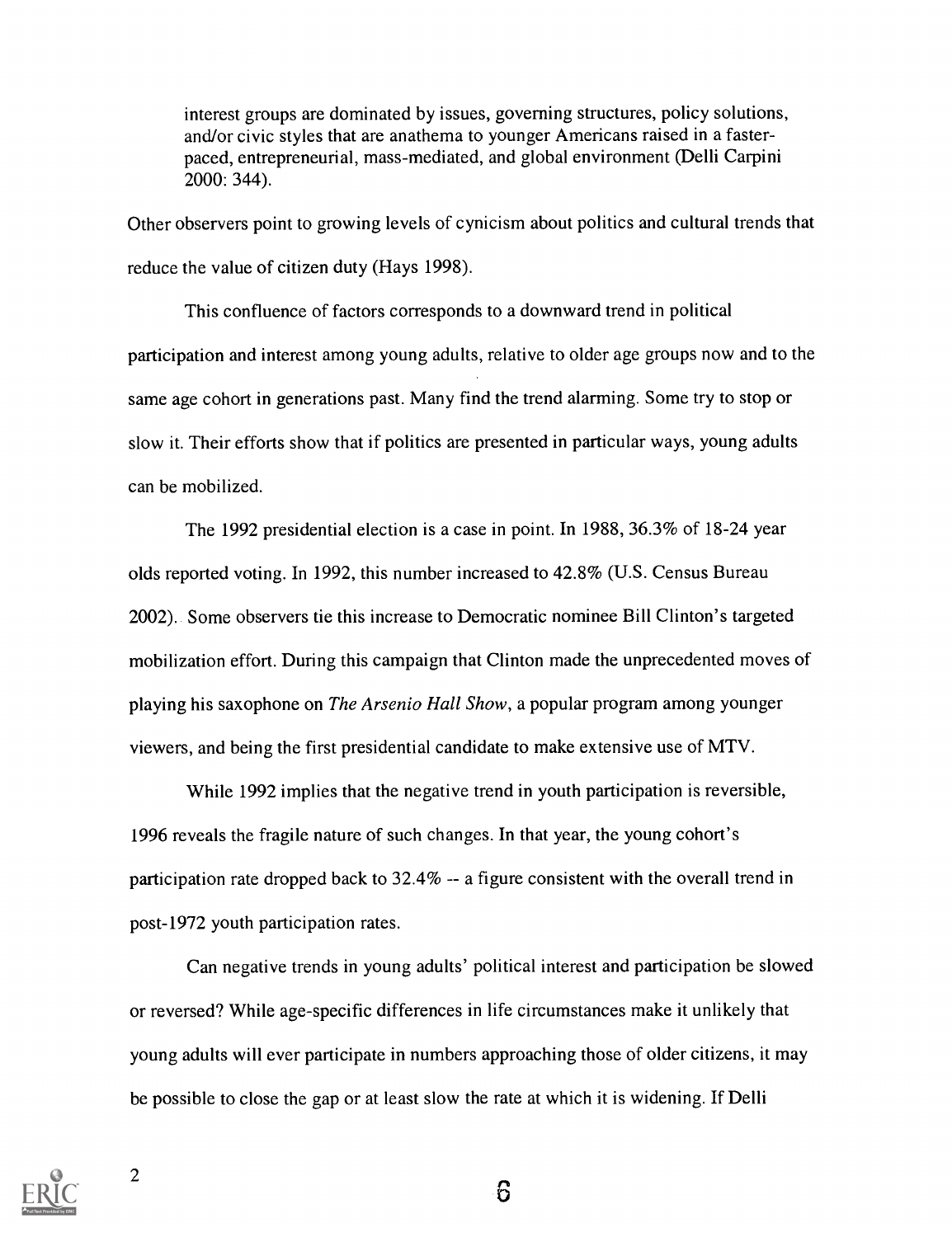> interest groups are dominated by issues, governing structures, policy solutions, and/or civic styles that are anathema to younger Americans raised in a faster-paced, entrepreneurial, mass-mediated, and global environment (Delli Carpini 2000: 344).

Other observers point to growing levels of cynicism about politics and cultural trends that reduce the value of citizen duty (Hays 1998).

This confluence of factors corresponds to a downward trend in political participation and interest among young adults, relative to older age groups now and to the same age cohort in generations past. Many find the trend alarming. Some try to stop or slow it. Their efforts show that if politics are presented in particular ways, young adults can be mobilized.

The 1992 presidential election is a case in point. In 1988, 36.3% of 18-24 year olds reported voting. In 1992, this number increased to 42.8% (U.S. Census Bureau 2002). Some observers tie this increase to Democratic nominee Bill Clinton's targeted mobilization effort. During this campaign that Clinton made the unprecedented moves of playing his saxophone on *The Arsenio Hall Show*, a popular program among younger viewers, and being the first presidential candidate to make extensive use of MTV.

While 1992 implies that the negative trend in youth participation is reversible, 1996 reveals the fragile nature of such changes. In that year, the young cohort's participation rate dropped back to 32.4% -- a figure consistent with the overall trend in post-1972 youth participation rates.

Can negative trends in young adults' political interest and participation be slowed or reversed? While age-specific differences in life circumstances make it unlikely that young adults will ever participate in numbers approaching those of older citizens, it may be possible to close the gap or at least slow the rate at which it is widening. If Delli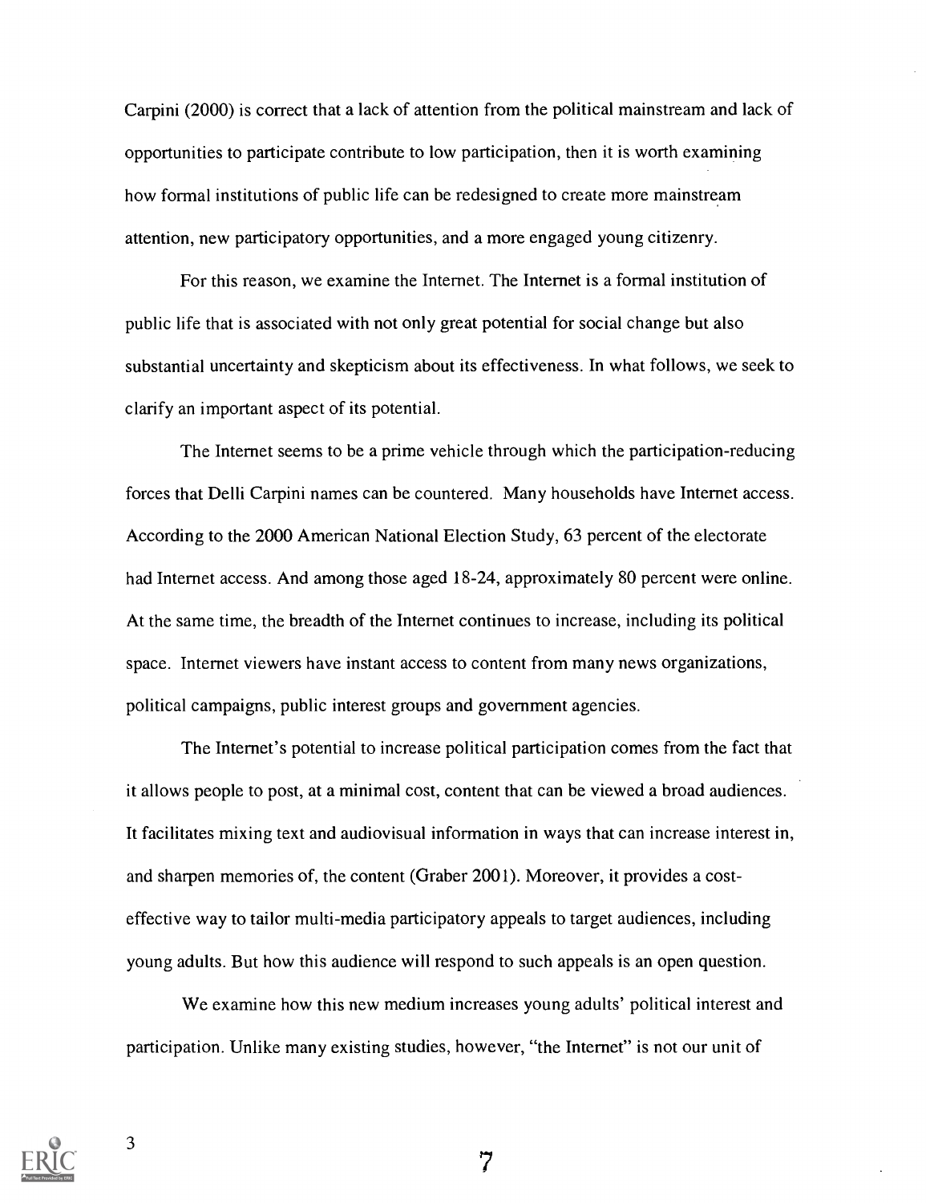Carpini (2000) is correct that a lack of attention from the political mainstream and lack of opportunities to participate contribute to low participation, then it is worth examining how formal institutions of public life can be redesigned to create more mainstream attention, new participatory opportunities, and a more engaged young citizenry.

For this reason, we examine the Internet. The Internet is a formal institution of public life that is associated with not only great potential for social change but also substantial uncertainty and skepticism about its effectiveness. In what follows, we seek to clarify an important aspect of its potential.

The Internet seems to be a prime vehicle through which the participation-reducing forces that Delli Carpini names can be countered. Many households have Internet access. According to the 2000 American National Election Study, 63 percent of the electorate had Internet access. And among those aged 18-24, approximately 80 percent were online. At the same time, the breadth of the Internet continues to increase, including its political space. Internet viewers have instant access to content from many news organizations, political campaigns, public interest groups and government agencies.

The Internet's potential to increase political participation comes from the fact that it allows people to post, at a minimal cost, content that can be viewed a broad audiences. It facilitates mixing text and audiovisual information in ways that can increase interest in, and sharpen memories of, the content (Graber 2001). Moreover, it provides a cost-effective way to tailor multi-media participatory appeals to target audiences, including young adults. But how this audience will respond to such appeals is an open question.

We examine how this new medium increases young adults' political interest and participation. Unlike many existing studies, however, "the Internet" is not our unit of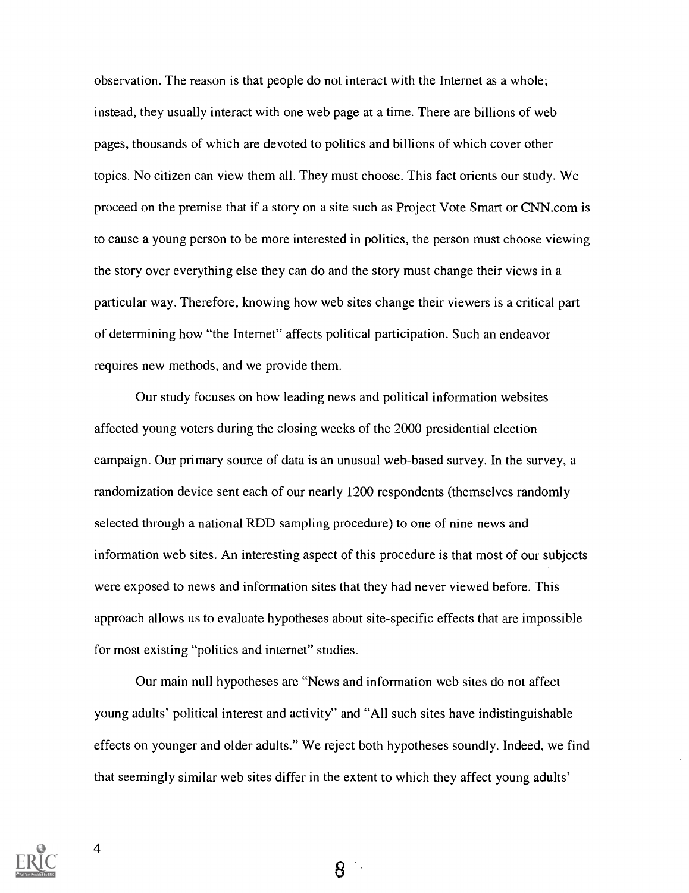observation. The reason is that people do not interact with the Internet as a whole; instead, they usually interact with one web page at a time. There are billions of web pages, thousands of which are devoted to politics and billions of which cover other topics. No citizen can view them all. They must choose. This fact orients our study. We proceed on the premise that if a story on a site such as Project Vote Smart or CNN.com is to cause a young person to be more interested in politics, the person must choose viewing the story over everything else they can do and the story must change their views in a particular way. Therefore, knowing how web sites change their viewers is a critical part of determining how "the Internet" affects political participation. Such an endeavor requires new methods, and we provide them.

Our study focuses on how leading news and political information websites affected young voters during the closing weeks of the 2000 presidential election campaign. Our primary source of data is an unusual web-based survey. In the survey, a randomization device sent each of our nearly 1200 respondents (themselves randomly selected through a national RDD sampling procedure) to one of nine news and information web sites. An interesting aspect of this procedure is that most of our subjects were exposed to news and information sites that they had never viewed before. This approach allows us to evaluate hypotheses about site-specific effects that are impossible for most existing "politics and internet" studies.

Our main null hypotheses are "News and information web sites do not affect young adults' political interest and activity" and "All such sites have indistinguishable effects on younger and older adults." We reject both hypotheses soundly. Indeed, we find that seemingly similar web sites differ in the extent to which they affect young adults'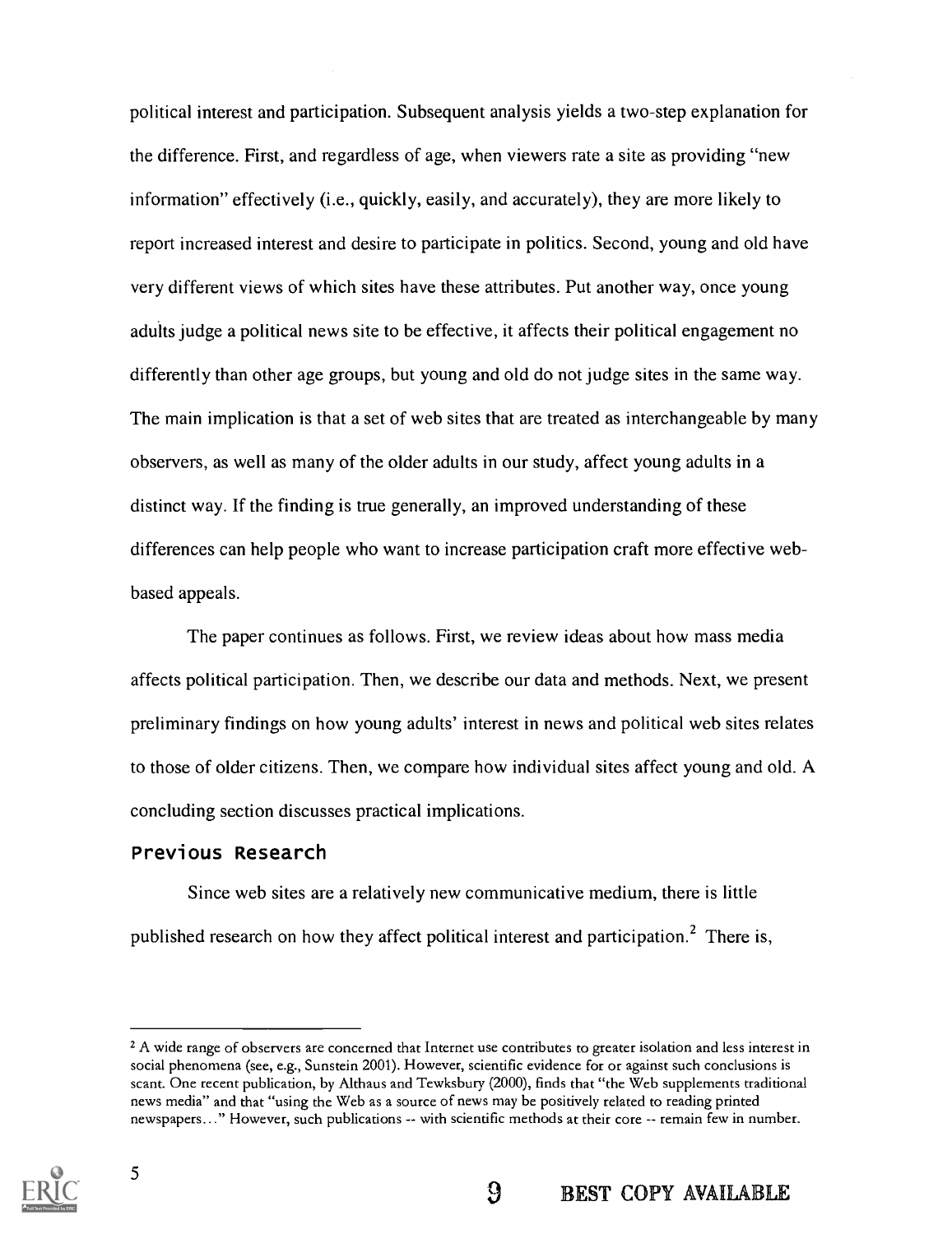political interest and participation. Subsequent analysis yields a two-step explanation for the difference. First, and regardless of age, when viewers rate a site as providing "new information" effectively (i.e., quickly, easily, and accurately), they are more likely to report increased interest and desire to participate in politics. Second, young and old have very different views of which sites have these attributes. Put another way, once young adults judge a political news site to be effective, it affects their political engagement no differently than other age groups, but young and old do not judge sites in the same way. The main implication is that a set of web sites that are treated as interchangeable by many observers, as well as many of the older adults in our study, affect young adults in a distinct way. If the finding is true generally, an improved understanding of these differences can help people who want to increase participation craft more effective web-based appeals.

The paper continues as follows. First, we review ideas about how mass media affects political participation. Then, we describe our data and methods. Next, we present preliminary findings on how young adults' interest in news and political web sites relates to those of older citizens. Then, we compare how individual sites affect young and old. A concluding section discusses practical implications.

## Previous Research

Since web sites are a relatively new communicative medium, there is little published research on how they affect political interest and participation.[2] There is,

[2] A wide range of observers are concerned that Internet use contributes to greater isolation and less interest in social phenomena (see, e.g., Sunstein 2001). However, scientific evidence for or against such conclusions is scant. One recent publication, by Althaus and Tewksbury (2000), finds that "the Web supplements traditional news media" and that "using the Web as a source of news may be positively related to reading printed newspapers..." However, such publications -- with scientific methods at their core -- remain few in number.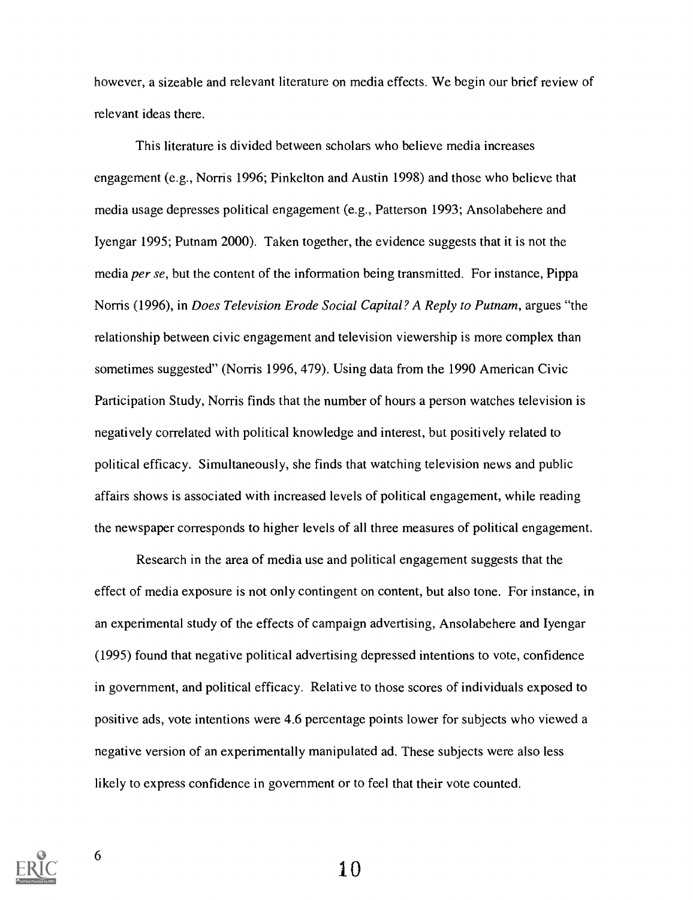however, a sizeable and relevant literature on media effects. We begin our brief review of relevant ideas there.

This literature is divided between scholars who believe media increases engagement (e.g., Norris 1996; Pinkelton and Austin 1998) and those who believe that media usage depresses political engagement (e.g., Patterson 1993; Ansolabehere and Iyengar 1995; Putnam 2000). Taken together, the evidence suggests that it is not the media *per se*, but the content of the information being transmitted. For instance, Pippa Norris (1996), in *Does Television Erode Social Capital? A Reply to Putnam*, argues "the relationship between civic engagement and television viewership is more complex than sometimes suggested" (Norris 1996, 479). Using data from the 1990 American Civic Participation Study, Norris finds that the number of hours a person watches television is negatively correlated with political knowledge and interest, but positively related to political efficacy. Simultaneously, she finds that watching television news and public affairs shows is associated with increased levels of political engagement, while reading the newspaper corresponds to higher levels of all three measures of political engagement.

Research in the area of media use and political engagement suggests that the effect of media exposure is not only contingent on content, but also tone. For instance, in an experimental study of the effects of campaign advertising, Ansolabehere and Iyengar (1995) found that negative political advertising depressed intentions to vote, confidence in government, and political efficacy. Relative to those scores of individuals exposed to positive ads, vote intentions were 4.6 percentage points lower for subjects who viewed a negative version of an experimentally manipulated ad. These subjects were also less likely to express confidence in government or to feel that their vote counted.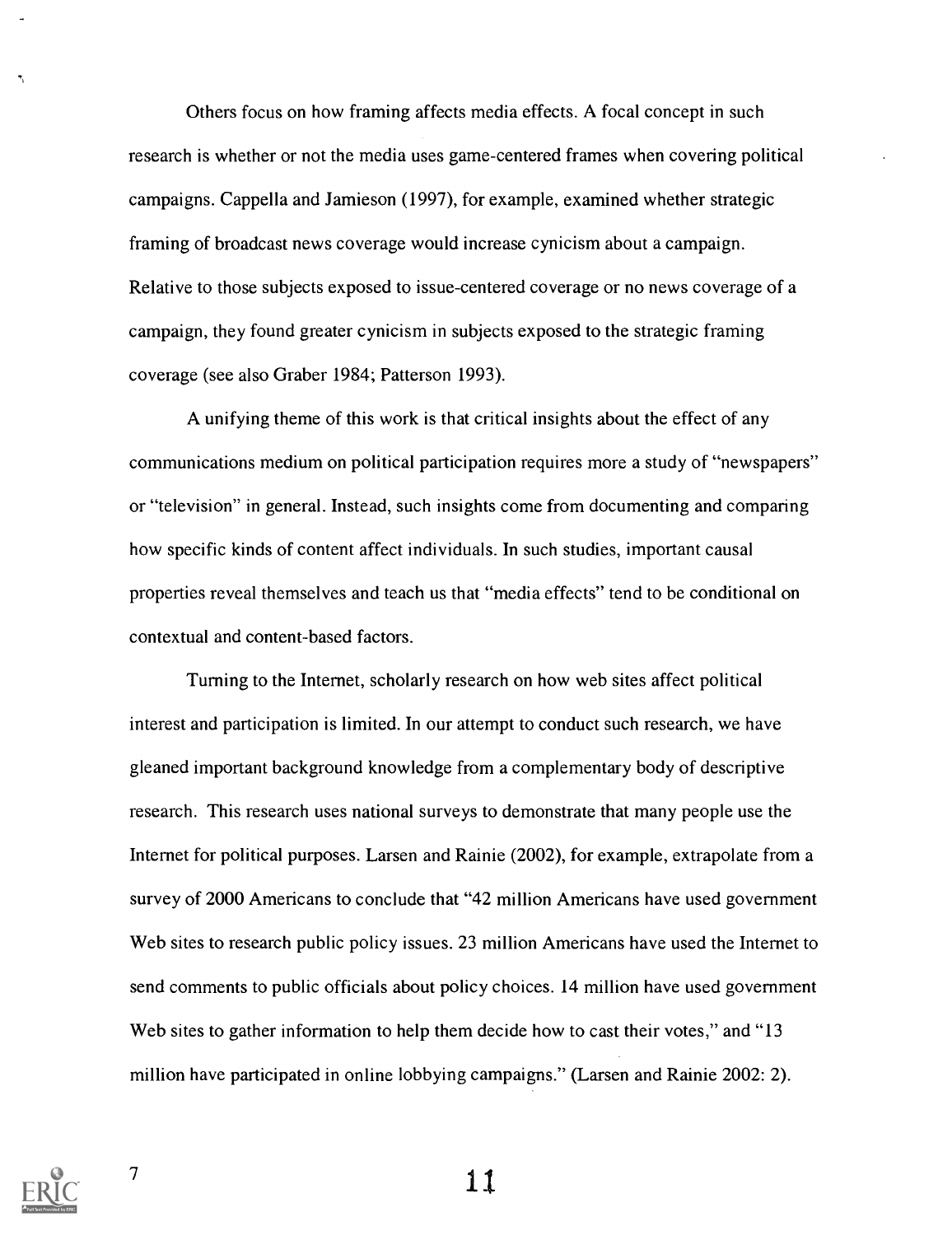Others focus on how framing affects media effects. A focal concept in such research is whether or not the media uses game-centered frames when covering political campaigns. Cappella and Jamieson (1997), for example, examined whether strategic framing of broadcast news coverage would increase cynicism about a campaign. Relative to those subjects exposed to issue-centered coverage or no news coverage of a campaign, they found greater cynicism in subjects exposed to the strategic framing coverage (see also Graber 1984; Patterson 1993).

A unifying theme of this work is that critical insights about the effect of any communications medium on political participation requires more a study of "newspapers" or "television" in general. Instead, such insights come from documenting and comparing how specific kinds of content affect individuals. In such studies, important causal properties reveal themselves and teach us that "media effects" tend to be conditional on contextual and content-based factors.

Turning to the Internet, scholarly research on how web sites affect political interest and participation is limited. In our attempt to conduct such research, we have gleaned important background knowledge from a complementary body of descriptive research. This research uses national surveys to demonstrate that many people use the Internet for political purposes. Larsen and Rainie (2002), for example, extrapolate from a survey of 2000 Americans to conclude that "42 million Americans have used government Web sites to research public policy issues. 23 million Americans have used the Internet to send comments to public officials about policy choices. 14 million have used government Web sites to gather information to help them decide how to cast their votes," and "13 million have participated in online lobbying campaigns." (Larsen and Rainie 2002: 2).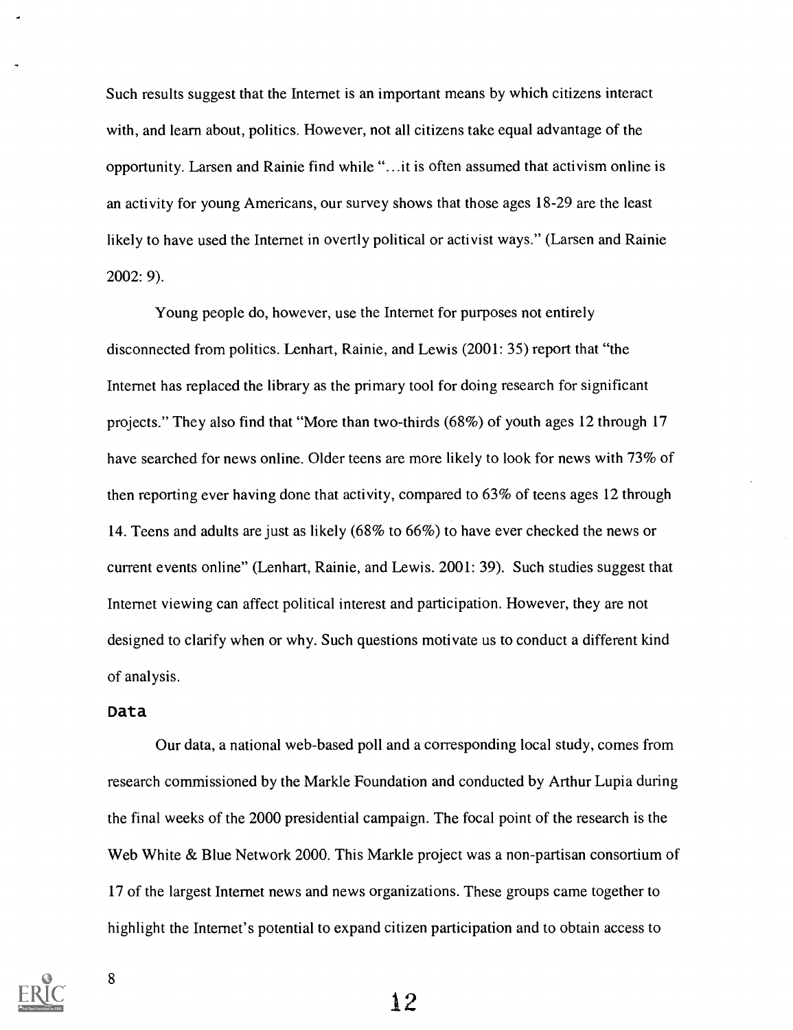Such results suggest that the Internet is an important means by which citizens interact with, and learn about, politics. However, not all citizens take equal advantage of the opportunity. Larsen and Rainie find while "...it is often assumed that activism online is an activity for young Americans, our survey shows that those ages 18-29 are the least likely to have used the Internet in overtly political or activist ways." (Larsen and Rainie 2002: 9).

Young people do, however, use the Internet for purposes not entirely disconnected from politics. Lenhart, Rainie, and Lewis (2001: 35) report that "the Internet has replaced the library as the primary tool for doing research for significant projects." They also find that "More than two-thirds (68%) of youth ages 12 through 17 have searched for news online. Older teens are more likely to look for news with 73% of then reporting ever having done that activity, compared to 63% of teens ages 12 through 14. Teens and adults are just as likely (68% to 66%) to have ever checked the news or current events online" (Lenhart, Rainie, and Lewis. 2001: 39). Such studies suggest that Internet viewing can affect political interest and participation. However, they are not designed to clarify when or why. Such questions motivate us to conduct a different kind of analysis.

## Data

Our data, a national web-based poll and a corresponding local study, comes from research commissioned by the Markle Foundation and conducted by Arthur Lupia during the final weeks of the 2000 presidential campaign. The focal point of the research is the Web White & Blue Network 2000. This Markle project was a non-partisan consortium of 17 of the largest Internet news and news organizations. These groups came together to highlight the Internet's potential to expand citizen participation and to obtain access to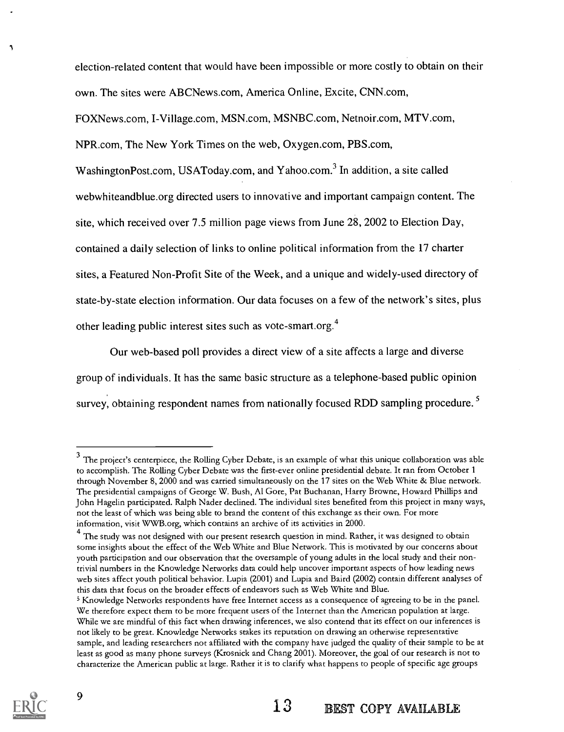election-related content that would have been impossible or more costly to obtain on their own. The sites were ABCNews.com, America Online, Excite, CNN.com, FOXNews.com, I-Village.com, MSN.com, MSNBC.com, Netnoir.com, MTV.com, NPR.com, The New York Times on the web, Oxygen.com, PBS.com, WashingtonPost.com, USAToday.com, and Yahoo.com.[3] In addition, a site called webwhiteandblue.org directed users to innovative and important campaign content. The site, which received over 7.5 million page views from June 28, 2002 to Election Day, contained a daily selection of links to online political information from the 17 charter sites, a Featured Non-Profit Site of the Week, and a unique and widely-used directory of state-by-state election information. Our data focuses on a few of the network's sites, plus other leading public interest sites such as vote-smart.org.[4]

Our web-based poll provides a direct view of a site affects a large and diverse group of individuals. It has the same basic structure as a telephone-based public opinion survey, obtaining respondent names from nationally focused RDD sampling procedure.[5]

---

[3] The project's centerpiece, the Rolling Cyber Debate, is an example of what this unique collaboration was able to accomplish. The Rolling Cyber Debate was the first-ever online presidential debate. It ran from October 1 through November 8, 2000 and was carried simultaneously on the 17 sites on the Web White & Blue network. The presidential campaigns of George W. Bush, Al Gore, Pat Buchanan, Harry Browne, Howard Phillips and John Hagelin participated. Ralph Nader declined. The individual sites benefited from this project in many ways, not the least of which was being able to brand the content of this exchange as their own. For more information, visit WWB.org, which contains an archive of its activities in 2000.

[4] The study was not designed with our present research question in mind. Rather, it was designed to obtain some insights about the effect of the Web White and Blue Network. This is motivated by our concerns about youth participation and our observation that the oversample of young adults in the local study and their non-trivial numbers in the Knowledge Networks data could help uncover important aspects of how leading news web sites affect youth political behavior. Lupia (2001) and Lupia and Baird (2002) contain different analyses of this data that focus on the broader effects of endeavors such as Web White and Blue.

[5] Knowledge Networks respondents have free Internet access as a consequence of agreeing to be in the panel. We therefore expect them to be more frequent users of the Internet than the American population at large. While we are mindful of this fact when drawing inferences, we also contend that its effect on our inferences is not likely to be great. Knowledge Networks stakes its reputation on drawing an otherwise representative sample, and leading researchers not affiliated with the company have judged the quality of their sample to be at least as good as many phone surveys (Krosnick and Chang 2001). Moreover, the goal of our research is not to characterize the American public at large. Rather it is to clarify what happens to people of specific age groups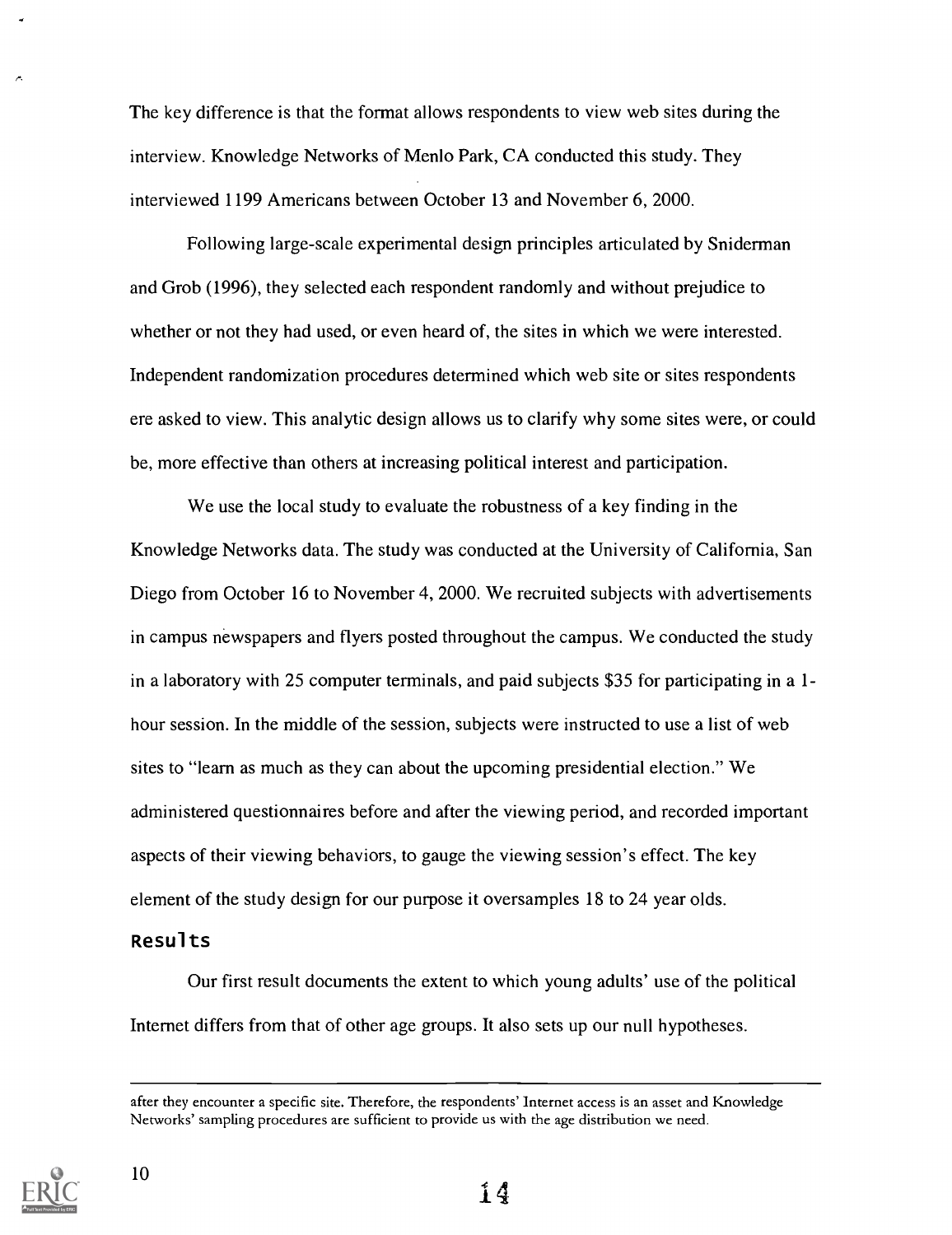The key difference is that the format allows respondents to view web sites during the interview. Knowledge Networks of Menlo Park, CA conducted this study. They interviewed 1199 Americans between October 13 and November 6, 2000.

Following large-scale experimental design principles articulated by Sniderman and Grob (1996), they selected each respondent randomly and without prejudice to whether or not they had used, or even heard of, the sites in which we were interested. Independent randomization procedures determined which web site or sites respondents ere asked to view. This analytic design allows us to clarify why some sites were, or could be, more effective than others at increasing political interest and participation.

We use the local study to evaluate the robustness of a key finding in the Knowledge Networks data. The study was conducted at the University of California, San Diego from October 16 to November 4, 2000. We recruited subjects with advertisements in campus newspapers and flyers posted throughout the campus. We conducted the study in a laboratory with 25 computer terminals, and paid subjects $35 for participating in a 1-hour session. In the middle of the session, subjects were instructed to use a list of web sites to "learn as much as they can about the upcoming presidential election." We administered questionnaires before and after the viewing period, and recorded important aspects of their viewing behaviors, to gauge the viewing session's effect. The key element of the study design for our purpose it oversamples 18 to 24 year olds.

## Results

Our first result documents the extent to which young adults' use of the political Internet differs from that of other age groups. It also sets up our null hypotheses.

---

after they encounter a specific site. Therefore, the respondents' Internet access is an asset and Knowledge Networks' sampling procedures are sufficient to provide us with the age distribution we need.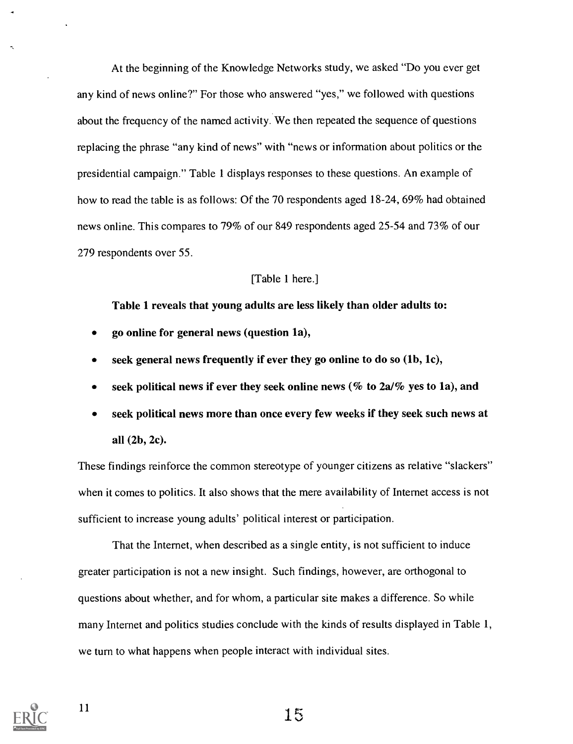At the beginning of the Knowledge Networks study, we asked "Do you ever get any kind of news online?" For those who answered "yes," we followed with questions about the frequency of the named activity. We then repeated the sequence of questions replacing the phrase "any kind of news" with "news or information about politics or the presidential campaign." Table 1 displays responses to these questions. An example of how to read the table is as follows: Of the 70 respondents aged 18-24, 69% had obtained news online. This compares to 79% of our 849 respondents aged 25-54 and 73% of our 279 respondents over 55.

[Table 1 here.]

**Table 1 reveals that young adults are less likely than older adults to:**

- **go online for general news (question 1a),**
- **seek general news frequently if ever they go online to do so (1b, 1c),**
- **seek political news if ever they seek online news (% to 2a/% yes to 1a), and**
- **seek political news more than once every few weeks if they seek such news at all (2b, 2c).**

These findings reinforce the common stereotype of younger citizens as relative "slackers" when it comes to politics. It also shows that the mere availability of Internet access is not sufficient to increase young adults' political interest or participation.

That the Internet, when described as a single entity, is not sufficient to induce greater participation is not a new insight. Such findings, however, are orthogonal to questions about whether, and for whom, a particular site makes a difference. So while many Internet and politics studies conclude with the kinds of results displayed in Table 1, we turn to what happens when people interact with individual sites.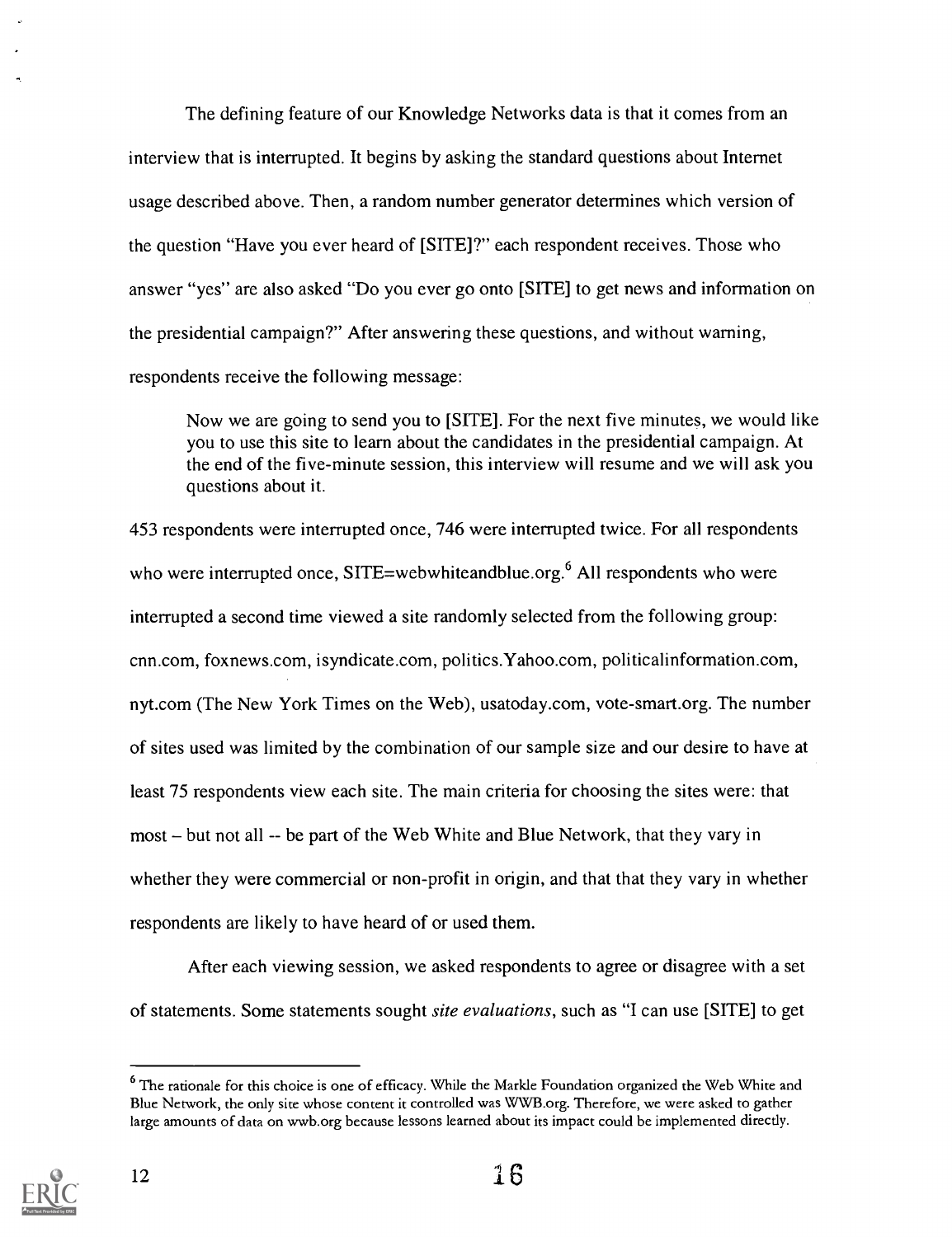The defining feature of our Knowledge Networks data is that it comes from an interview that is interrupted. It begins by asking the standard questions about Internet usage described above. Then, a random number generator determines which version of the question "Have you ever heard of [SITE]?" each respondent receives. Those who answer "yes" are also asked "Do you ever go onto [SITE] to get news and information on the presidential campaign?" After answering these questions, and without warning, respondents receive the following message:

> Now we are going to send you to [SITE]. For the next five minutes, we would like you to use this site to learn about the candidates in the presidential campaign. At the end of the five-minute session, this interview will resume and we will ask you questions about it.

453 respondents were interrupted once, 746 were interrupted twice. For all respondents who were interrupted once, SITE=webwhiteandblue.org.[6] All respondents who were interrupted a second time viewed a site randomly selected from the following group: cnn.com, foxnews.com, isyndicate.com, politics.Yahoo.com, politicalinformation.com, nyt.com (The New York Times on the Web), usatoday.com, vote-smart.org. The number of sites used was limited by the combination of our sample size and our desire to have at least 75 respondents view each site. The main criteria for choosing the sites were: that most – but not all -- be part of the Web White and Blue Network, that they vary in whether they were commercial or non-profit in origin, and that that they vary in whether respondents are likely to have heard of or used them.

After each viewing session, we asked respondents to agree or disagree with a set of statements. Some statements sought *site evaluations*, such as "I can use [SITE] to get

---

[6] The rationale for this choice is one of efficacy. While the Markle Foundation organized the Web White and Blue Network, the only site whose content it controlled was WWB.org. Therefore, we were asked to gather large amounts of data on wwb.org because lessons learned about its impact could be implemented directly.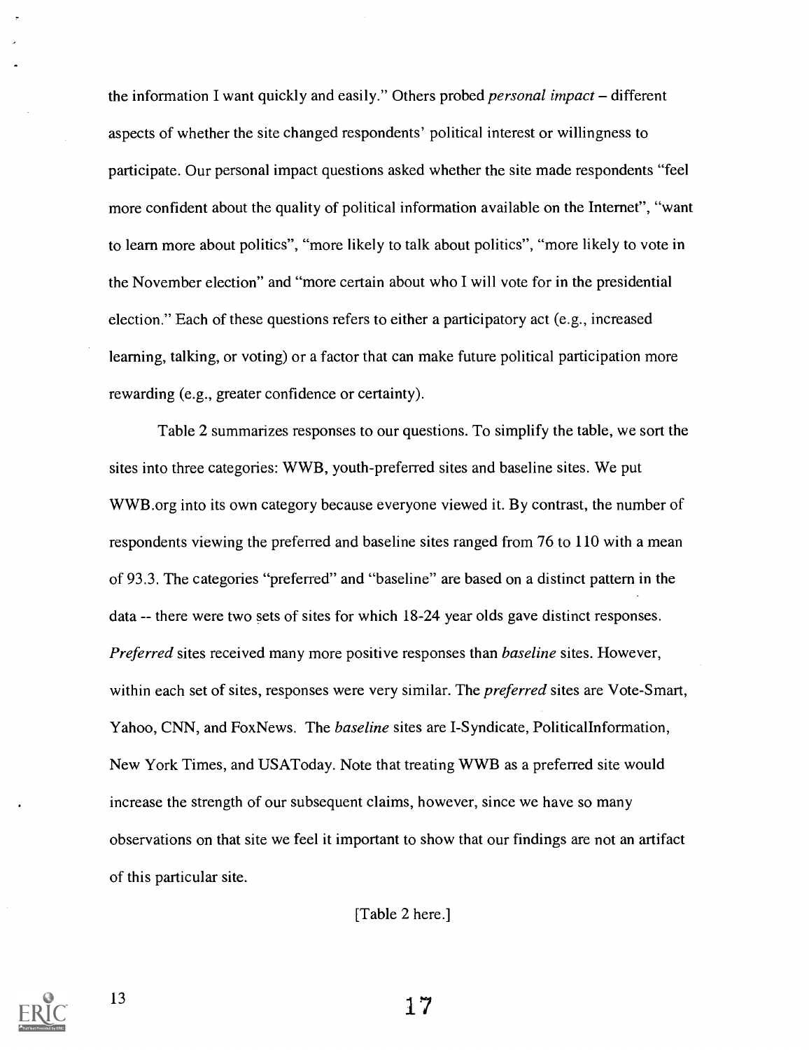the information I want quickly and easily." Others probed *personal impact* – different aspects of whether the site changed respondents' political interest or willingness to participate. Our personal impact questions asked whether the site made respondents "feel more confident about the quality of political information available on the Internet", "want to learn more about politics", "more likely to talk about politics", "more likely to vote in the November election" and "more certain about who I will vote for in the presidential election." Each of these questions refers to either a participatory act (e.g., increased learning, talking, or voting) or a factor that can make future political participation more rewarding (e.g., greater confidence or certainty).

Table 2 summarizes responses to our questions. To simplify the table, we sort the sites into three categories: WWB, youth-preferred sites and baseline sites. We put WWB.org into its own category because everyone viewed it. By contrast, the number of respondents viewing the preferred and baseline sites ranged from 76 to 110 with a mean of 93.3. The categories "preferred" and "baseline" are based on a distinct pattern in the data -- there were two sets of sites for which 18-24 year olds gave distinct responses. *Preferred* sites received many more positive responses than *baseline* sites. However, within each set of sites, responses were very similar. The *preferred* sites are Vote-Smart, Yahoo, CNN, and FoxNews. The *baseline* sites are I-Syndicate, PoliticalInformation, New York Times, and USAToday. Note that treating WWB as a preferred site would increase the strength of our subsequent claims, however, since we have so many observations on that site we feel it important to show that our findings are not an artifact of this particular site.

[Table 2 here.]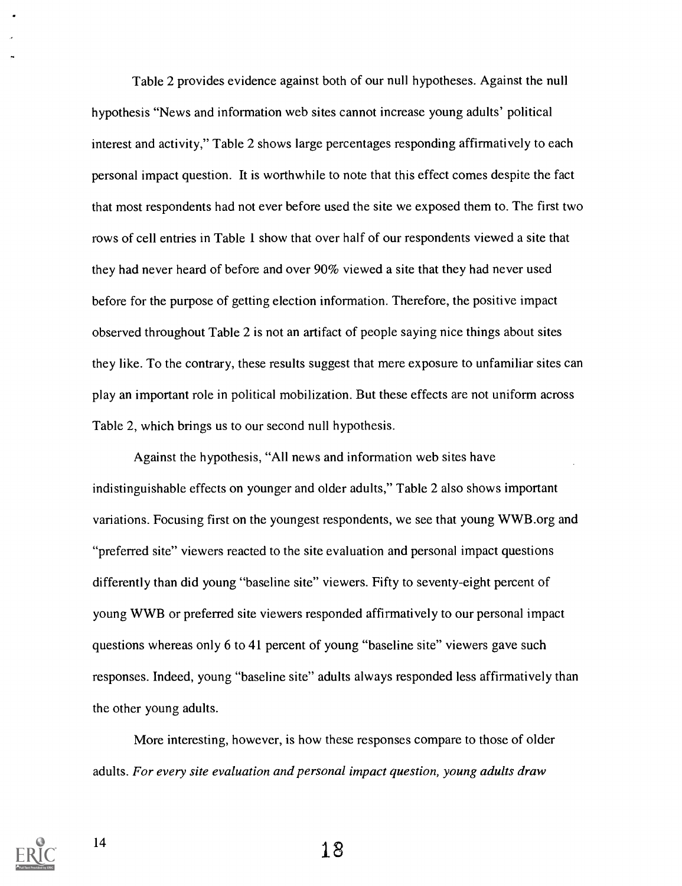Table 2 provides evidence against both of our null hypotheses. Against the null hypothesis "News and information web sites cannot increase young adults' political interest and activity," Table 2 shows large percentages responding affirmatively to each personal impact question. It is worthwhile to note that this effect comes despite the fact that most respondents had not ever before used the site we exposed them to. The first two rows of cell entries in Table 1 show that over half of our respondents viewed a site that they had never heard of before and over 90% viewed a site that they had never used before for the purpose of getting election information. Therefore, the positive impact observed throughout Table 2 is not an artifact of people saying nice things about sites they like. To the contrary, these results suggest that mere exposure to unfamiliar sites can play an important role in political mobilization. But these effects are not uniform across Table 2, which brings us to our second null hypothesis.

Against the hypothesis, "All news and information web sites have indistinguishable effects on younger and older adults," Table 2 also shows important variations. Focusing first on the youngest respondents, we see that young WWB.org and "preferred site" viewers reacted to the site evaluation and personal impact questions differently than did young "baseline site" viewers. Fifty to seventy-eight percent of young WWB or preferred site viewers responded affirmatively to our personal impact questions whereas only 6 to 41 percent of young "baseline site" viewers gave such responses. Indeed, young "baseline site" adults always responded less affirmatively than the other young adults.

More interesting, however, is how these responses compare to those of older adults. *For every site evaluation and personal impact question, young adults draw*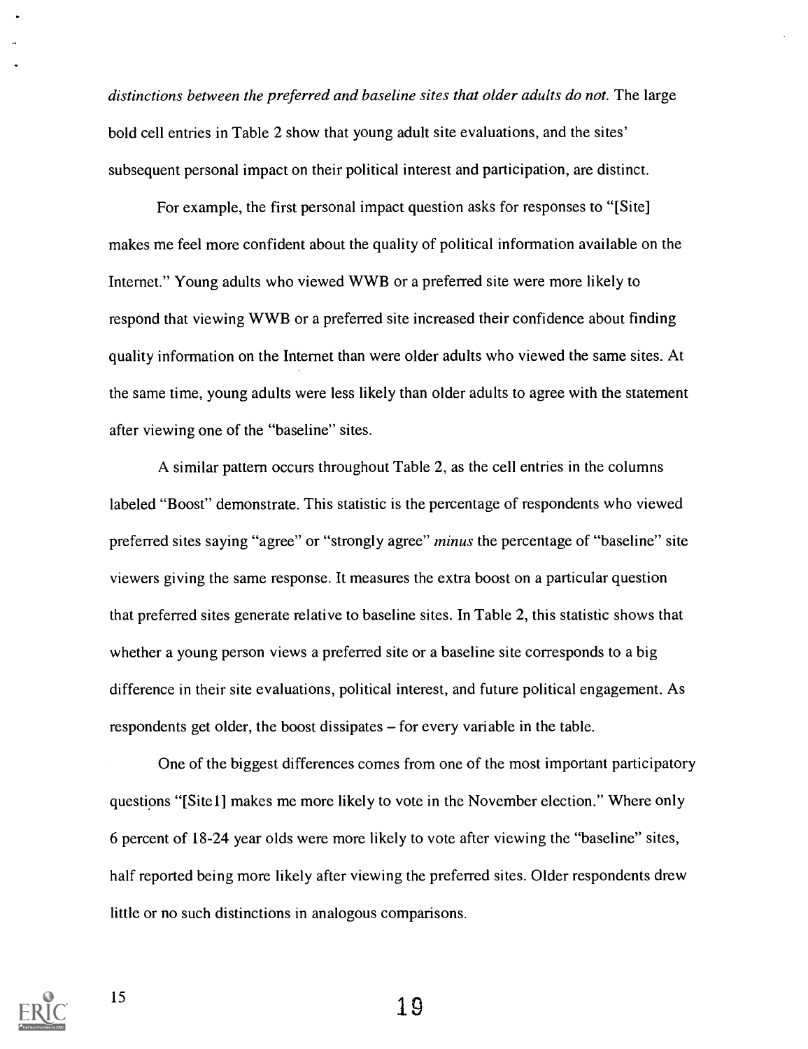*distinctions between the preferred and baseline sites that older adults do not.* The large bold cell entries in Table 2 show that young adult site evaluations, and the sites' subsequent personal impact on their political interest and participation, are distinct.

For example, the first personal impact question asks for responses to "[Site] makes me feel more confident about the quality of political information available on the Internet." Young adults who viewed WWB or a preferred site were more likely to respond that viewing WWB or a preferred site increased their confidence about finding quality information on the Internet than were older adults who viewed the same sites. At the same time, young adults were less likely than older adults to agree with the statement after viewing one of the "baseline" sites.

A similar pattern occurs throughout Table 2, as the cell entries in the columns labeled "Boost" demonstrate. This statistic is the percentage of respondents who viewed preferred sites saying "agree" or "strongly agree" *minus* the percentage of "baseline" site viewers giving the same response. It measures the extra boost on a particular question that preferred sites generate relative to baseline sites. In Table 2, this statistic shows that whether a young person views a preferred site or a baseline site corresponds to a big difference in their site evaluations, political interest, and future political engagement. As respondents get older, the boost dissipates – for every variable in the table.

One of the biggest differences comes from one of the most important participatory questions "[Site1] makes me more likely to vote in the November election." Where only 6 percent of 18-24 year olds were more likely to vote after viewing the "baseline" sites, half reported being more likely after viewing the preferred sites. Older respondents drew little or no such distinctions in analogous comparisons.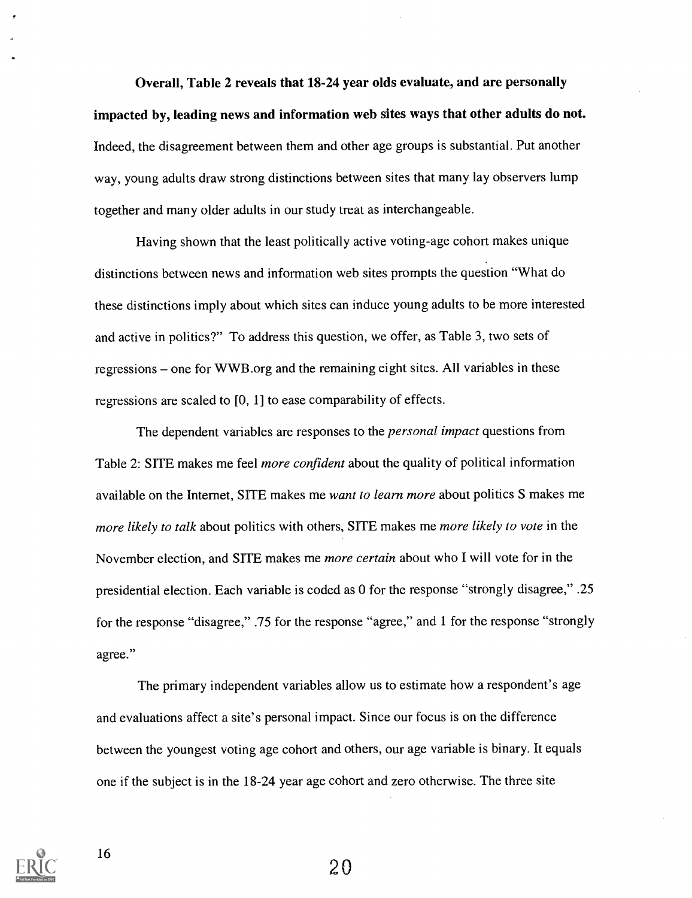**Overall, Table 2 reveals that 18-24 year olds evaluate, and are personally impacted by, leading news and information web sites ways that other adults do not.** Indeed, the disagreement between them and other age groups is substantial. Put another way, young adults draw strong distinctions between sites that many lay observers lump together and many older adults in our study treat as interchangeable.

Having shown that the least politically active voting-age cohort makes unique distinctions between news and information web sites prompts the question "What do these distinctions imply about which sites can induce young adults to be more interested and active in politics?" To address this question, we offer, as Table 3, two sets of regressions – one for WWB.org and the remaining eight sites. All variables in these regressions are scaled to [0, 1] to ease comparability of effects.

The dependent variables are responses to the *personal impact* questions from Table 2: SITE makes me feel *more confident* about the quality of political information available on the Internet, SITE makes me *want to learn more* about politics S makes me *more likely to talk* about politics with others, SITE makes me *more likely to vote* in the November election, and SITE makes me *more certain* about who I will vote for in the presidential election. Each variable is coded as 0 for the response "strongly disagree," .25 for the response "disagree," .75 for the response "agree," and 1 for the response "strongly agree."

The primary independent variables allow us to estimate how a respondent's age and evaluations affect a site's personal impact. Since our focus is on the difference between the youngest voting age cohort and others, our age variable is binary. It equals one if the subject is in the 18-24 year age cohort and zero otherwise. The three site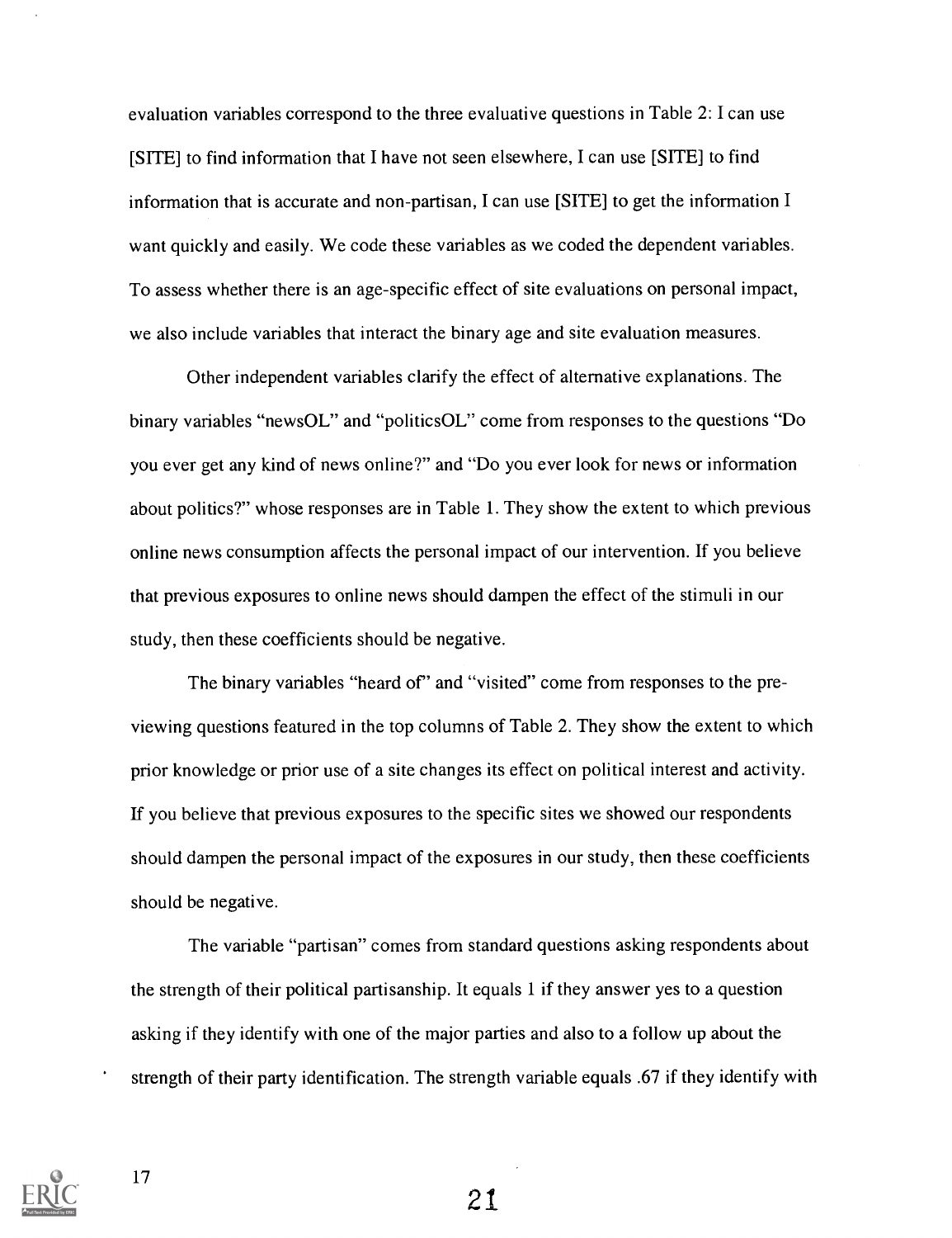evaluation variables correspond to the three evaluative questions in Table 2: I can use [SITE] to find information that I have not seen elsewhere, I can use [SITE] to find information that is accurate and non-partisan, I can use [SITE] to get the information I want quickly and easily. We code these variables as we coded the dependent variables. To assess whether there is an age-specific effect of site evaluations on personal impact, we also include variables that interact the binary age and site evaluation measures.

Other independent variables clarify the effect of alternative explanations. The binary variables "newsOL" and "politicsOL" come from responses to the questions "Do you ever get any kind of news online?" and "Do you ever look for news or information about politics?" whose responses are in Table 1. They show the extent to which previous online news consumption affects the personal impact of our intervention. If you believe that previous exposures to online news should dampen the effect of the stimuli in our study, then these coefficients should be negative.

The binary variables "heard of" and "visited" come from responses to the pre-viewing questions featured in the top columns of Table 2. They show the extent to which prior knowledge or prior use of a site changes its effect on political interest and activity. If you believe that previous exposures to the specific sites we showed our respondents should dampen the personal impact of the exposures in our study, then these coefficients should be negative.

The variable "partisan" comes from standard questions asking respondents about the strength of their political partisanship. It equals 1 if they answer yes to a question asking if they identify with one of the major parties and also to a follow up about the strength of their party identification. The strength variable equals .67 if they identify with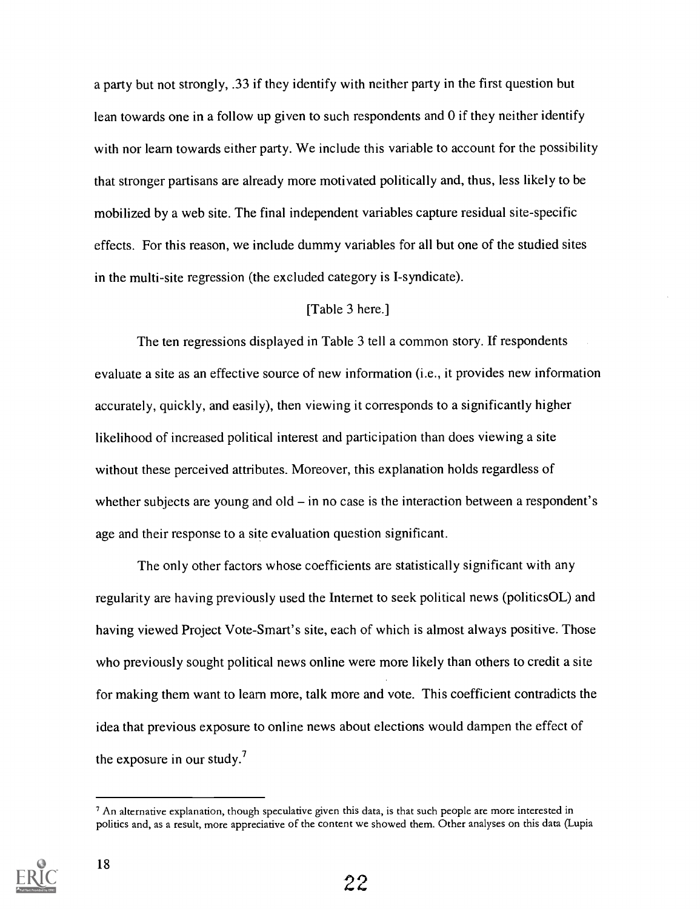a party but not strongly, .33 if they identify with neither party in the first question but lean towards one in a follow up given to such respondents and 0 if they neither identify with nor learn towards either party. We include this variable to account for the possibility that stronger partisans are already more motivated politically and, thus, less likely to be mobilized by a web site. The final independent variables capture residual site-specific effects. For this reason, we include dummy variables for all but one of the studied sites in the multi-site regression (the excluded category is I-syndicate).

[Table 3 here.]

The ten regressions displayed in Table 3 tell a common story. If respondents evaluate a site as an effective source of new information (i.e., it provides new information accurately, quickly, and easily), then viewing it corresponds to a significantly higher likelihood of increased political interest and participation than does viewing a site without these perceived attributes. Moreover, this explanation holds regardless of whether subjects are young and old – in no case is the interaction between a respondent's age and their response to a site evaluation question significant.

The only other factors whose coefficients are statistically significant with any regularity are having previously used the Internet to seek political news (politicsOL) and having viewed Project Vote-Smart's site, each of which is almost always positive. Those who previously sought political news online were more likely than others to credit a site for making them want to learn more, talk more and vote. This coefficient contradicts the idea that previous exposure to online news about elections would dampen the effect of the exposure in our study.[7]

[7] An alternative explanation, though speculative given this data, is that such people are more interested in politics and, as a result, more appreciative of the content we showed them. Other analyses on this data (Lupia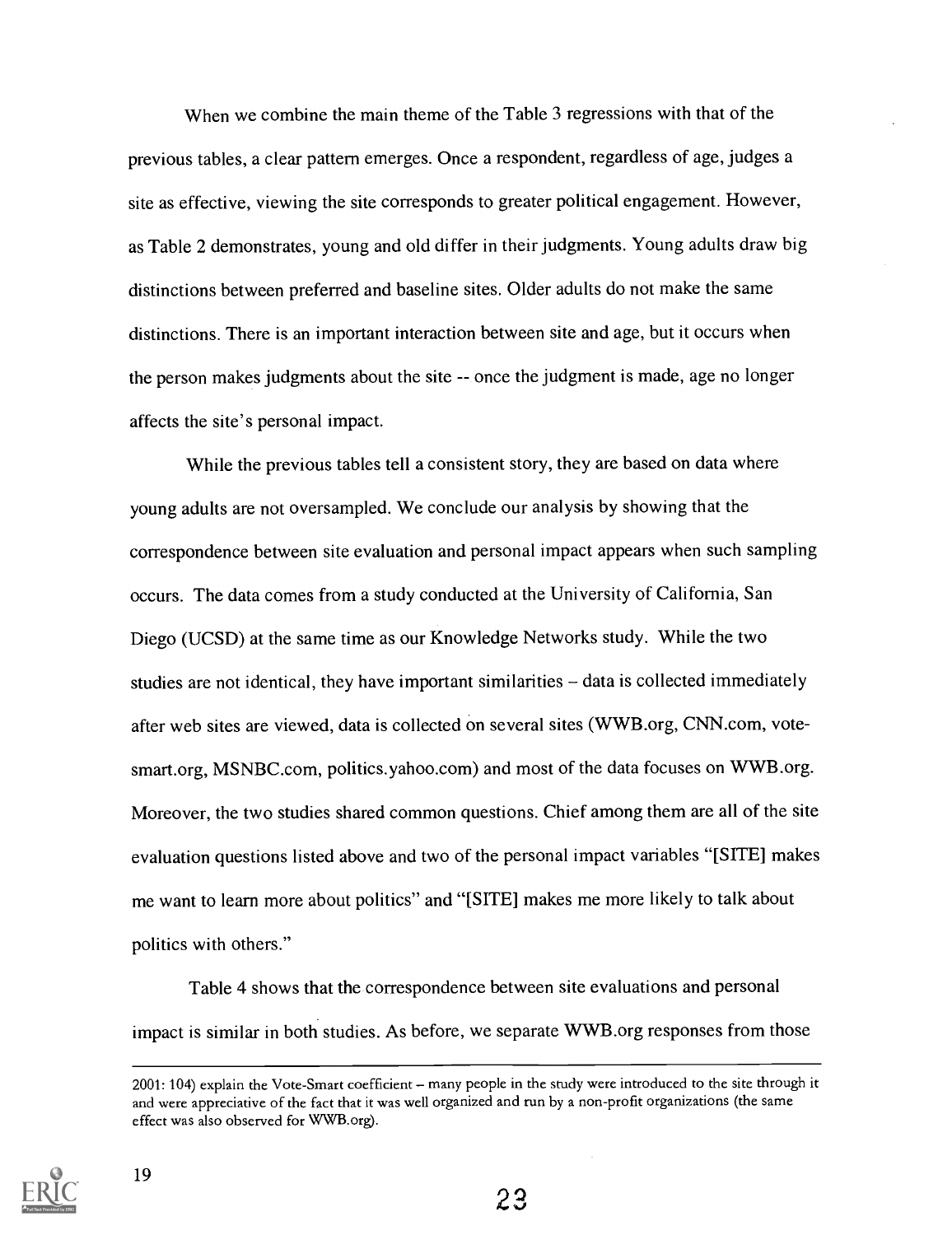When we combine the main theme of the Table 3 regressions with that of the previous tables, a clear pattern emerges. Once a respondent, regardless of age, judges a site as effective, viewing the site corresponds to greater political engagement. However, as Table 2 demonstrates, young and old differ in their judgments. Young adults draw big distinctions between preferred and baseline sites. Older adults do not make the same distinctions. There is an important interaction between site and age, but it occurs when the person makes judgments about the site -- once the judgment is made, age no longer affects the site's personal impact.

While the previous tables tell a consistent story, they are based on data where young adults are not oversampled. We conclude our analysis by showing that the correspondence between site evaluation and personal impact appears when such sampling occurs. The data comes from a study conducted at the University of California, San Diego (UCSD) at the same time as our Knowledge Networks study. While the two studies are not identical, they have important similarities – data is collected immediately after web sites are viewed, data is collected on several sites (WWB.org, CNN.com, vote-smart.org, MSNBC.com, politics.yahoo.com) and most of the data focuses on WWB.org. Moreover, the two studies shared common questions. Chief among them are all of the site evaluation questions listed above and two of the personal impact variables "[SITE] makes me want to learn more about politics" and "[SITE] makes me more likely to talk about politics with others."

Table 4 shows that the correspondence between site evaluations and personal impact is similar in both studies. As before, we separate WWB.org responses from those

---

2001: 104) explain the Vote-Smart coefficient – many people in the study were introduced to the site through it and were appreciative of the fact that it was well organized and run by a non-profit organizations (the same effect was also observed for WWB.org).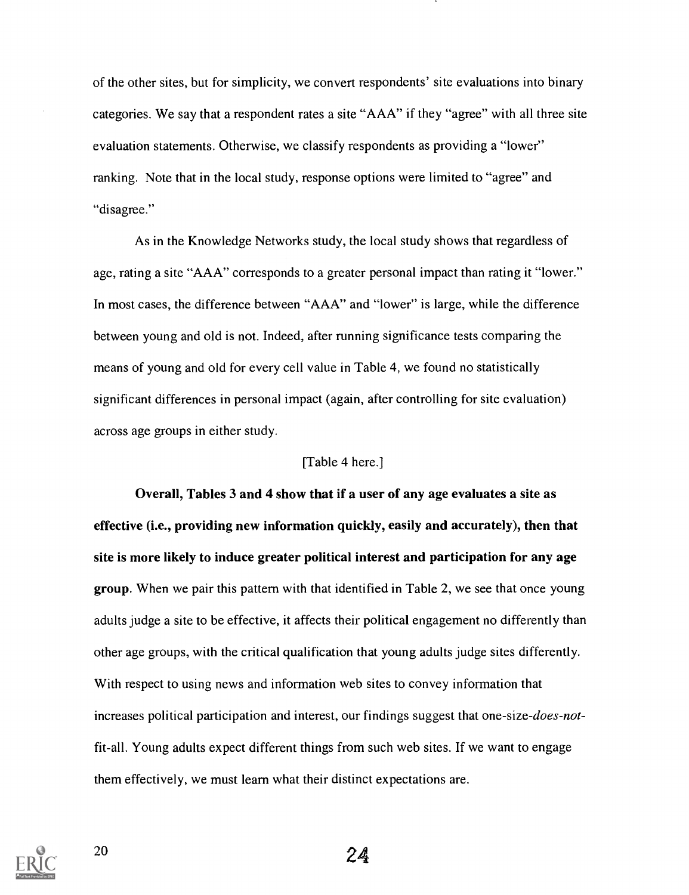of the other sites, but for simplicity, we convert respondents' site evaluations into binary categories. We say that a respondent rates a site "AAA" if they "agree" with all three site evaluation statements. Otherwise, we classify respondents as providing a "lower" ranking. Note that in the local study, response options were limited to "agree" and "disagree."

As in the Knowledge Networks study, the local study shows that regardless of age, rating a site "AAA" corresponds to a greater personal impact than rating it "lower." In most cases, the difference between "AAA" and "lower" is large, while the difference between young and old is not. Indeed, after running significance tests comparing the means of young and old for every cell value in Table 4, we found no statistically significant differences in personal impact (again, after controlling for site evaluation) across age groups in either study.

[Table 4 here.]

**Overall, Tables 3 and 4 show that if a user of any age evaluates a site as effective (i.e., providing new information quickly, easily and accurately), then that site is more likely to induce greater political interest and participation for any age group**. When we pair this pattern with that identified in Table 2, we see that once young adults judge a site to be effective, it affects their political engagement no differently than other age groups, with the critical qualification that young adults judge sites differently. With respect to using news and information web sites to convey information that increases political participation and interest, our findings suggest that one-size-*does-not*-fit-all. Young adults expect different things from such web sites. If we want to engage them effectively, we must learn what their distinct expectations are.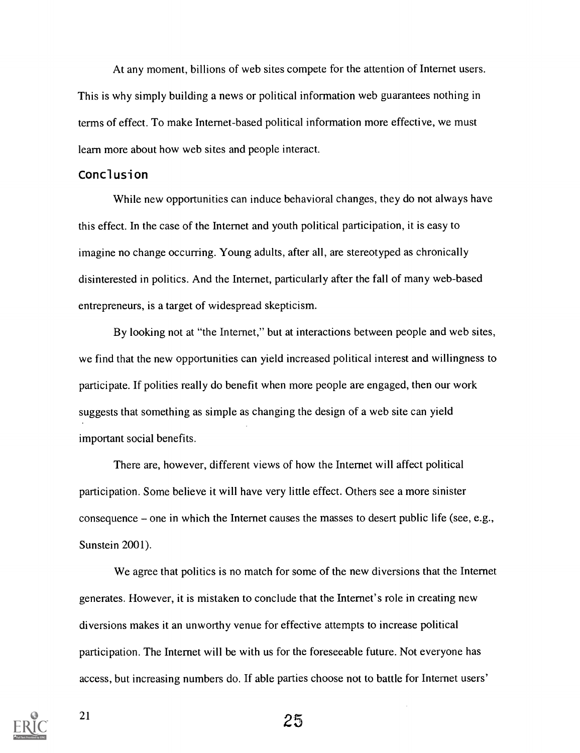At any moment, billions of web sites compete for the attention of Internet users. This is why simply building a news or political information web guarantees nothing in terms of effect. To make Internet-based political information more effective, we must learn more about how web sites and people interact.

## Conclusion

While new opportunities can induce behavioral changes, they do not always have this effect. In the case of the Internet and youth political participation, it is easy to imagine no change occurring. Young adults, after all, are stereotyped as chronically disinterested in politics. And the Internet, particularly after the fall of many web-based entrepreneurs, is a target of widespread skepticism.

By looking not at "the Internet," but at interactions between people and web sites, we find that the new opportunities can yield increased political interest and willingness to participate. If polities really do benefit when more people are engaged, then our work suggests that something as simple as changing the design of a web site can yield important social benefits.

There are, however, different views of how the Internet will affect political participation. Some believe it will have very little effect. Others see a more sinister consequence – one in which the Internet causes the masses to desert public life (see, e.g., Sunstein 2001).

We agree that politics is no match for some of the new diversions that the Internet generates. However, it is mistaken to conclude that the Internet's role in creating new diversions makes it an unworthy venue for effective attempts to increase political participation. The Internet will be with us for the foreseeable future. Not everyone has access, but increasing numbers do. If able parties choose not to battle for Internet users'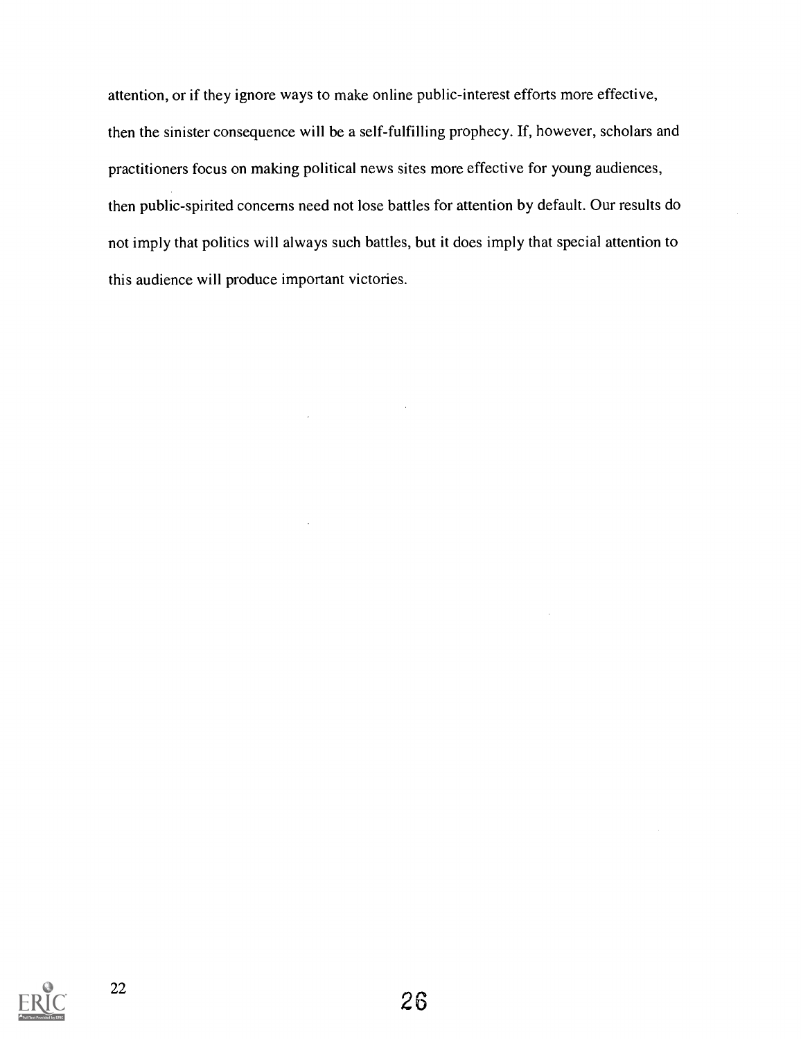attention, or if they ignore ways to make online public-interest efforts more effective, then the sinister consequence will be a self-fulfilling prophecy. If, however, scholars and practitioners focus on making political news sites more effective for young audiences, then public-spirited concerns need not lose battles for attention by default. Our results do not imply that politics will always such battles, but it does imply that special attention to this audience will produce important victories.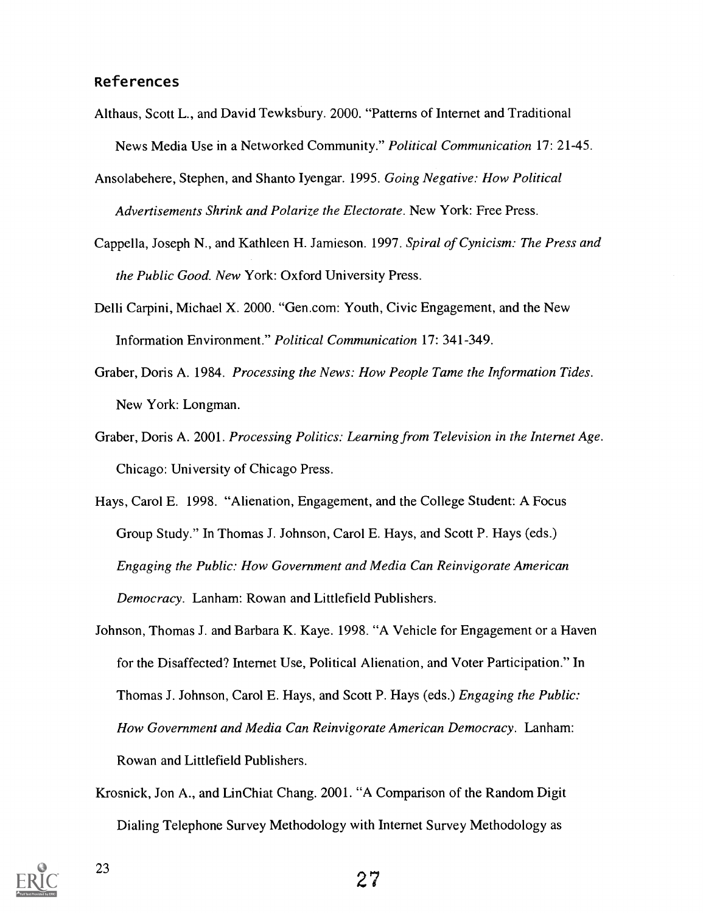## References

Althaus, Scott L., and David Tewksbury. 2000. "Patterns of Internet and Traditional News Media Use in a Networked Community." *Political Communication* 17: 21-45.

Ansolabehere, Stephen, and Shanto Iyengar. 1995. *Going Negative: How Political Advertisements Shrink and Polarize the Electorate*. New York: Free Press.

Cappella, Joseph N., and Kathleen H. Jamieson. 1997. *Spiral of Cynicism: The Press and the Public Good. New* York: Oxford University Press.

Delli Carpini, Michael X. 2000. "Gen.com: Youth, Civic Engagement, and the New Information Environment." *Political Communication* 17: 341-349.

Graber, Doris A. 1984. *Processing the News: How People Tame the Information Tides*. New York: Longman.

Graber, Doris A. 2001. *Processing Politics: Learning from Television in the Internet Age*. Chicago: University of Chicago Press.

Hays, Carol E. 1998. "Alienation, Engagement, and the College Student: A Focus Group Study." In Thomas J. Johnson, Carol E. Hays, and Scott P. Hays (eds.) *Engaging the Public: How Government and Media Can Reinvigorate American Democracy*. Lanham: Rowan and Littlefield Publishers.

Johnson, Thomas J. and Barbara K. Kaye. 1998. "A Vehicle for Engagement or a Haven for the Disaffected? Internet Use, Political Alienation, and Voter Participation." In Thomas J. Johnson, Carol E. Hays, and Scott P. Hays (eds.) *Engaging the Public: How Government and Media Can Reinvigorate American Democracy*. Lanham: Rowan and Littlefield Publishers.

Krosnick, Jon A., and LinChiat Chang. 2001. "A Comparison of the Random Digit Dialing Telephone Survey Methodology with Internet Survey Methodology as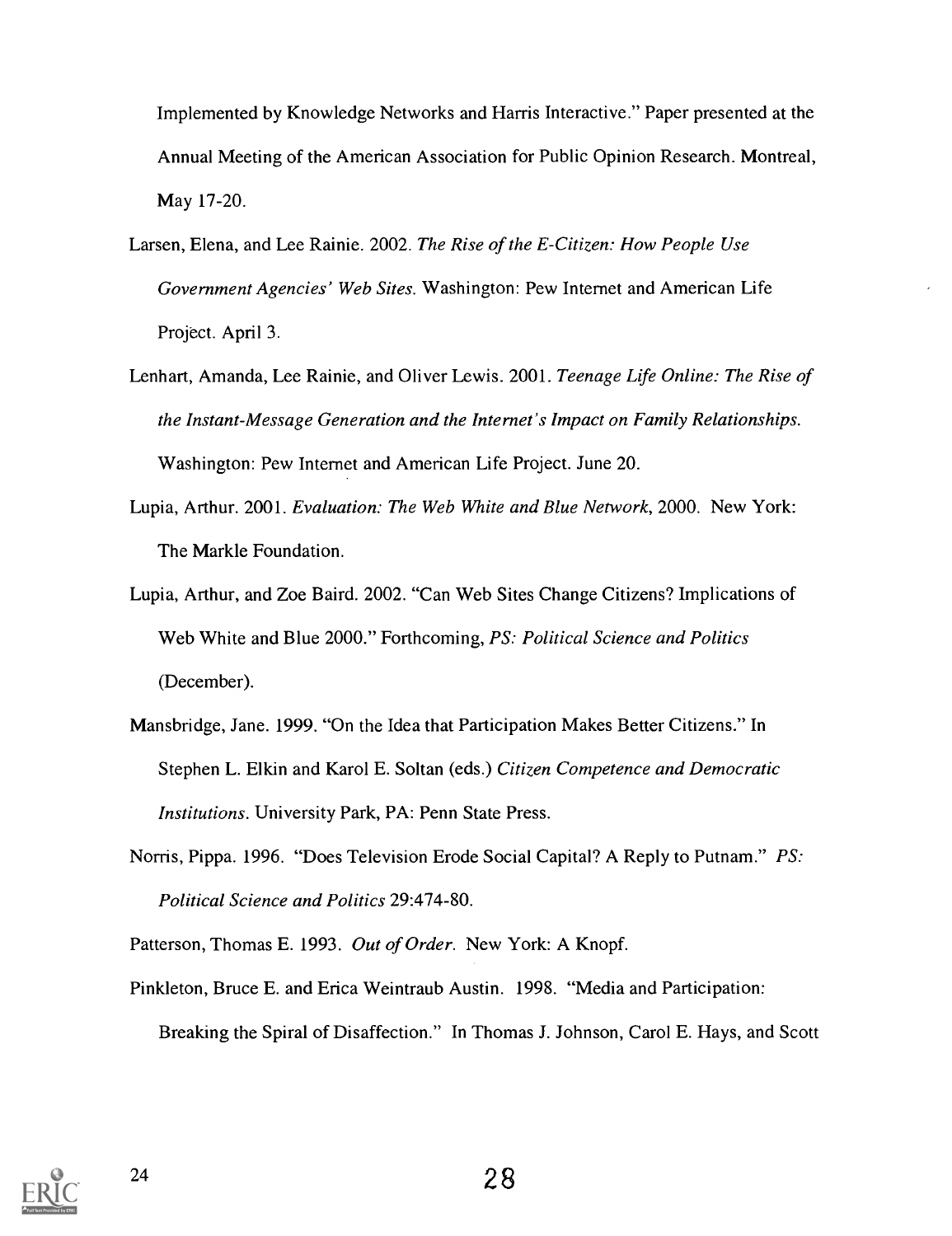Implemented by Knowledge Networks and Harris Interactive." Paper presented at the Annual Meeting of the American Association for Public Opinion Research. Montreal, May 17-20.

Larsen, Elena, and Lee Rainie. 2002. *The Rise of the E-Citizen: How People Use Government Agencies' Web Sites*. Washington: Pew Internet and American Life Project. April 3.

Lenhart, Amanda, Lee Rainie, and Oliver Lewis. 2001. *Teenage Life Online: The Rise of the Instant-Message Generation and the Internet's Impact on Family Relationships*. Washington: Pew Internet and American Life Project. June 20.

Lupia, Arthur. 2001. *Evaluation: The Web White and Blue Network*, 2000. New York: The Markle Foundation.

Lupia, Arthur, and Zoe Baird. 2002. "Can Web Sites Change Citizens? Implications of Web White and Blue 2000." Forthcoming, *PS: Political Science and Politics* (December).

Mansbridge, Jane. 1999. "On the Idea that Participation Makes Better Citizens." In Stephen L. Elkin and Karol E. Soltan (eds.) *Citizen Competence and Democratic Institutions*. University Park, PA: Penn State Press.

Norris, Pippa. 1996. "Does Television Erode Social Capital? A Reply to Putnam." *PS: Political Science and Politics* 29:474-80.

Patterson, Thomas E. 1993. *Out of Order*. New York: A Knopf.

Pinkleton, Bruce E. and Erica Weintraub Austin. 1998. "Media and Participation: Breaking the Spiral of Disaffection." In Thomas J. Johnson, Carol E. Hays, and Scott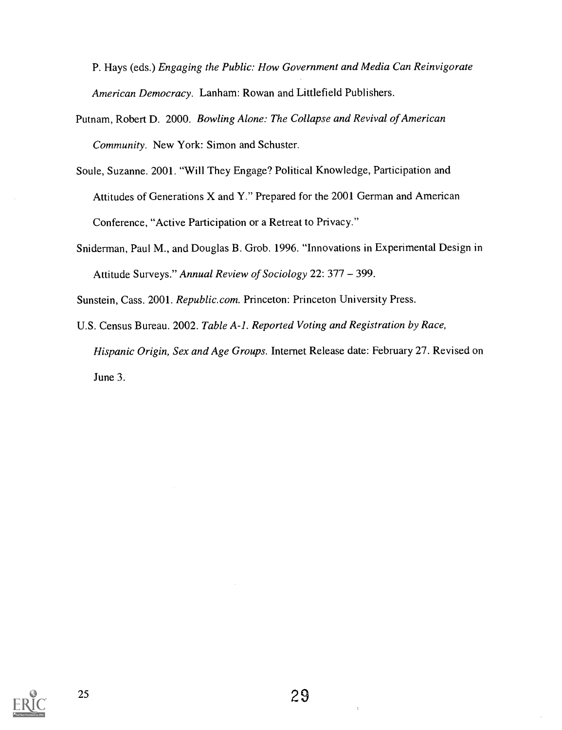P. Hays (eds.) *Engaging the Public: How Government and Media Can Reinvigorate American Democracy*. Lanham: Rowan and Littlefield Publishers.

Putnam, Robert D. 2000. *Bowling Alone: The Collapse and Revival of American Community*. New York: Simon and Schuster.

Soule, Suzanne. 2001. "Will They Engage? Political Knowledge, Participation and Attitudes of Generations X and Y." Prepared for the 2001 German and American Conference, "Active Participation or a Retreat to Privacy."

Sniderman, Paul M., and Douglas B. Grob. 1996. "Innovations in Experimental Design in Attitude Surveys." *Annual Review of Sociology* 22: 377 – 399.

Sunstein, Cass. 2001. *Republic.com*. Princeton: Princeton University Press.

U.S. Census Bureau. 2002. *Table A-1. Reported Voting and Registration by Race, Hispanic Origin, Sex and Age Groups*. Internet Release date: February 27. Revised on June 3.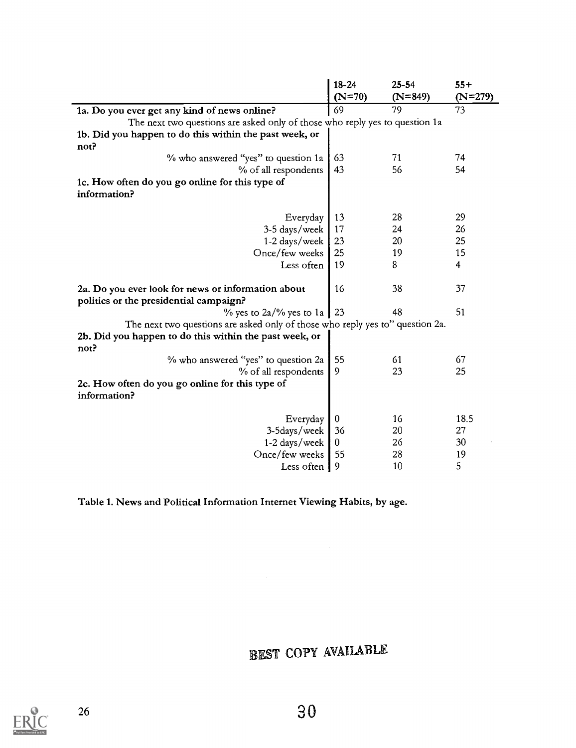| | 18-24 (N=70) | 25-54 (N=849) | 55+ (N=279) |
|---|---|---|---|
| **1a. Do you ever get any kind of news online?** | 69 | 79 | 73 |
| The next two questions are asked only of those who reply yes to question 1a | | | |
| **1b. Did you happen to do this within the past week, or not?** | | | |
| % who answered "yes" to question 1a | 63 | 71 | 74 |
| % of all respondents | 43 | 56 | 54 |
| **1c. How often do you go online for this type of information?** | | | |
| Everyday | 13 | 28 | 29 |
| 3-5 days/week | 17 | 24 | 26 |
| 1-2 days/week | 23 | 20 | 25 |
| Once/few weeks | 25 | 19 | 15 |
| Less often | 19 | 8 | 4 |
| **2a. Do you ever look for news or information about politics or the presidential campaign?** | 16 | 38 | 37 |
| % yes to 2a/% yes to 1a | 23 | 48 | 51 |
| The next two questions are asked only of those who reply yes to" question 2a. | | | |
| **2b. Did you happen to do this within the past week, or not?** | | | |
| % who answered "yes" to question 2a | 55 | 61 | 67 |
| % of all respondents | 9 | 23 | 25 |
| **2c. How often do you go online for this type of information?** | | | |
| Everyday | 0 | 16 | 18.5 |
| 3-5days/week | 36 | 20 | 27 |
| 1-2 days/week | 0 | 26 | 30 |
| Once/few weeks | 55 | 28 | 19 |
| Less often | 9 | 10 | 5 |

**Table 1. News and Political Information Internet Viewing Habits, by age.**

BEST COPY AVAILABLE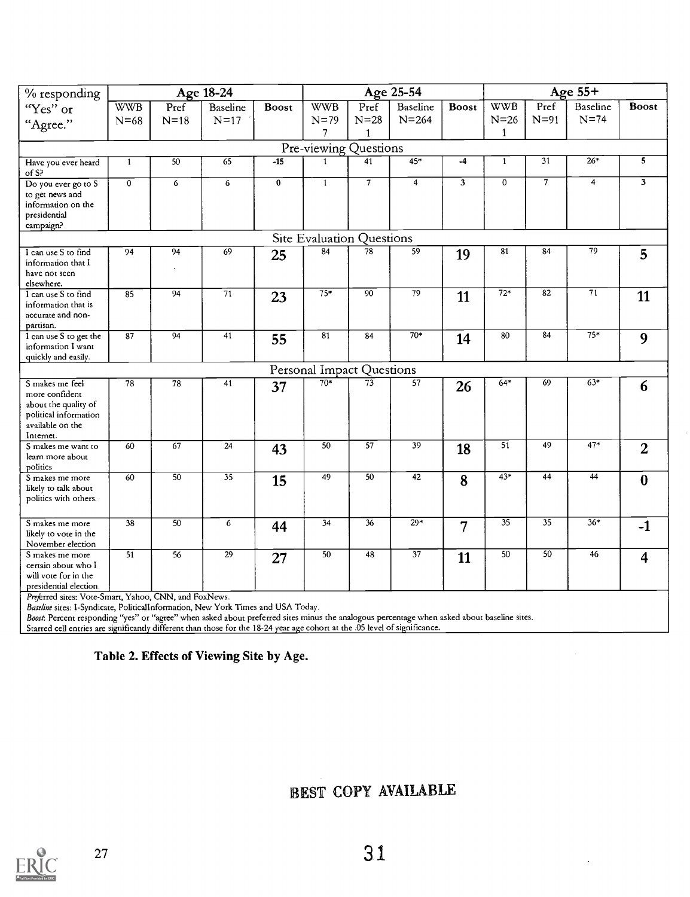| % responding "Yes" or "Agree." | Age 18-24 | | | | Age 25-54 | | | | Age 55+ | | | |
|---|---|---|---|---|---|---|---|---|---|---|---|---|
| | WWB N=68 | Pref N=18 | Baseline N=17 | Boost | WWB N=797 | Pref N=281 | Baseline N=264 | Boost | WWB N=261 | Pref N=91 | Baseline N=74 | Boost |
| **Pre-viewing Questions** | | | | | | | | | | | | |
| Have you ever heard of S? | 1 | 50 | 65 | -15 | 1 | 41 | 45* | -4 | 1 | 31 | 26* | 5 |
| Do you ever go to S to get news and information on the presidential campaign? | 0 | 6 | 6 | 0 | 1 | 7 | 4 | 3 | 0 | 7 | 4 | 3 |
| **Site Evaluation Questions** | | | | | | | | | | | | |
| I can use S to find information that I have not seen elsewhere. | 94 | 94 | 69 | **25** | 84 | 78 | 59 | **19** | 81 | 84 | 79 | **5** |
| I can use S to find information that is accurate and non-partisan. | 85 | 94 | 71 | **23** | 75* | 90 | 79 | **11** | 72* | 82 | 71 | **11** |
| I can use S to get the information I want quickly and easily. | 87 | 94 | 41 | **55** | 81 | 84 | 70* | **14** | 80 | 84 | 75* | **9** |
| **Personal Impact Questions** | | | | | | | | | | | | |
| S makes me feel more confident about the quality of political information available on the Internet. | 78 | 78 | 41 | **37** | 70* | 73 | 57 | **26** | 64* | 69 | 63* | **6** |
| S makes me want to learn more about politics | 60 | 67 | 24 | **43** | 50 | 57 | 39 | **18** | 51 | 49 | 47* | **2** |
| S makes me more likely to talk about politics with others. | 60 | 50 | 35 | **15** | 49 | 50 | 42 | **8** | 43* | 44 | 44 | **0** |
| S makes me more likely to vote in the November election | 38 | 50 | 6 | **44** | 34 | 36 | 29* | **7** | 35 | 35 | 36* | **-1** |
| S makes me more certain about who I will vote for in the presidential election. | 51 | 56 | 29 | **27** | 50 | 48 | 37 | **11** | 50 | 50 | 46 | **4** |

*Preferred* sites: Vote-Smart, Yahoo, CNN, and FoxNews.
*Baseline* sites: I-Syndicate, PoliticalInformation, New York Times and USA Today.
*Boost*: Percent responding "yes" or "agree" when asked about preferred sites minus the analogous percentage when asked about baseline sites.
Starred cell entries are significantly different than those for the 18-24 year age cohort at the .05 level of significance.

**Table 2. Effects of Viewing Site by Age.**

BEST COPY AVAILABLE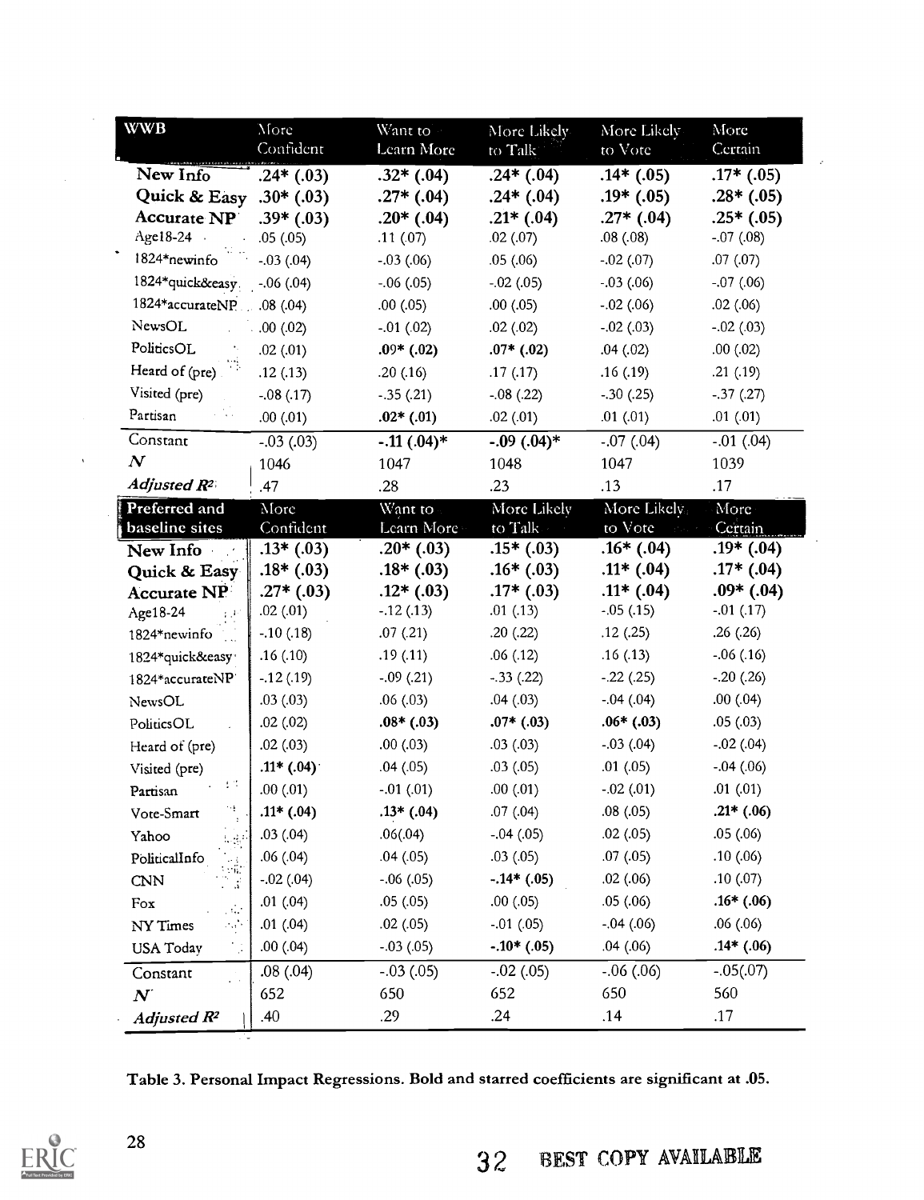| WWB | More Confident | Want to Learn More | More Likely to Talk | More Likely to Vote | More Certain |
|---|---|---|---|---|---|
| **New Info** | **.24* (.03)** | **.32* (.04)** | **.24* (.04)** | **.14* (.05)** | **.17* (.05)** |
| **Quick & Easy** | **.30* (.03)** | **.27* (.04)** | **.24* (.04)** | **.19* (.05)** | **.28* (.05)** |
| **Accurate NP** | **.39* (.03)** | **.20* (.04)** | **.21* (.04)** | **.27* (.04)** | **.25* (.05)** |
| Age18-24 | .05 (.05) | .11 (.07) | .02 (.07) | .08 (.08) | -.07 (.08) |
| 1824*newinfo | -.03 (.04) | -.03 (.06) | .05 (.06) | -.02 (.07) | .07 (.07) |
| 1824*quick&easy | -.06 (.04) | -.06 (.05) | -.02 (.05) | -.03 (.06) | -.07 (.06) |
| 1824*accurateNP | .08 (.04) | .00 (.05) | .00 (.05) | -.02 (.06) | .02 (.06) |
| NewsOL | .00 (.02) | -.01 (.02) | .02 (.02) | -.02 (.03) | -.02 (.03) |
| PoliticsOL | .02 (.01) | **.09* (.02)** | **.07* (.02)** | .04 (.02) | .00 (.02) |
| Heard of (pre) | .12 (.13) | .20 (.16) | .17 (.17) | .16 (.19) | .21 (.19) |
| Visited (pre) | -.08 (.17) | -.35 (.21) | -.08 (.22) | -.30 (.25) | -.37 (.27) |
| Partisan | .00 (.01) | **.02* (.01)** | .02 (.01) | .01 (.01) | .01 (.01) |
| Constant | -.03 (.03) | **-.11 (.04)*** | **-.09 (.04)*** | -.07 (.04) | -.01 (.04) |
| *N* | 1046 | 1047 | 1048 | 1047 | 1039 |
| *Adjusted $R^2$* | .47 | .28 | .23 | .13 | .17 |
| **Preferred and baseline sites** | **More Confident** | **Want to Learn More** | **More Likely to Talk** | **More Likely to Vote** | **More Certain** |
| **New Info** | **.13* (.03)** | **.20* (.03)** | **.15* (.03)** | **.16* (.04)** | **.19* (.04)** |
| **Quick & Easy** | **.18* (.03)** | **.18* (.03)** | **.16* (.03)** | **.11* (.04)** | **.17* (.04)** |
| **Accurate NP** | **.27* (.03)** | **.12* (.03)** | **.17* (.03)** | **.11* (.04)** | **.09* (.04)** |
| Age18-24 | .02 (.01) | -.12 (.13) | .01 (.13) | -.05 (.15) | -.01 (.17) |
| 1824*newinfo | -.10 (.18) | .07 (.21) | .20 (.22) | .12 (.25) | .26 (.26) |
| 1824*quick&easy | .16 (.10) | .19 (.11) | .06 (.12) | .16 (.13) | -.06 (.16) |
| 1824*accurateNP | -.12 (.19) | -.09 (.21) | -.33 (.22) | -.22 (.25) | -.20 (.26) |
| NewsOL | .03 (.03) | .06 (.03) | .04 (.03) | -.04 (.04) | .00 (.04) |
| PoliticsOL | .02 (.02) | **.08* (.03)** | **.07* (.03)** | **.06* (.03)** | .05 (.03) |
| Heard of (pre) | .02 (.03) | .00 (.03) | .03 (.03) | -.03 (.04) | -.02 (.04) |
| Visited (pre) | **.11* (.04)** | .04 (.05) | .03 (.05) | .01 (.05) | -.04 (.06) |
| Partisan | .00 (.01) | -.01 (.01) | .00 (.01) | -.02 (.01) | .01 (.01) |
| Vote-Smart | **.11* (.04)** | **.13* (.04)** | .07 (.04) | .08 (.05) | **.21* (.06)** |
| Yahoo | .03 (.04) | .06(.04) | -.04 (.05) | .02 (.05) | .05 (.06) |
| PoliticalInfo | .06 (.04) | .04 (.05) | .03 (.05) | .07 (.05) | .10 (.06) |
| CNN | -.02 (.04) | -.06 (.05) | **-.14* (.05)** | .02 (.06) | .10 (.07) |
| Fox | .01 (.04) | .05 (.05) | .00 (.05) | .05 (.06) | **.16* (.06)** |
| NY Times | .01 (.04) | .02 (.05) | -.01 (.05) | -.04 (.06) | .06 (.06) |
| USA Today | .00 (.04) | -.03 (.05) | **-.10* (.05)** | .04 (.06) | **.14* (.06)** |
| Constant | .08 (.04) | -.03 (.05) | -.02 (.05) | -.06 (.06) | -.05(.07) |
| *N* | 652 | 650 | 652 | 650 | 560 |
| *Adjusted $R^2$* | .40 | .29 | .24 | .14 | .17 |

**Table 3. Personal Impact Regressions. Bold and starred coefficients are significant at .05.**

BEST COPY AVAILABLE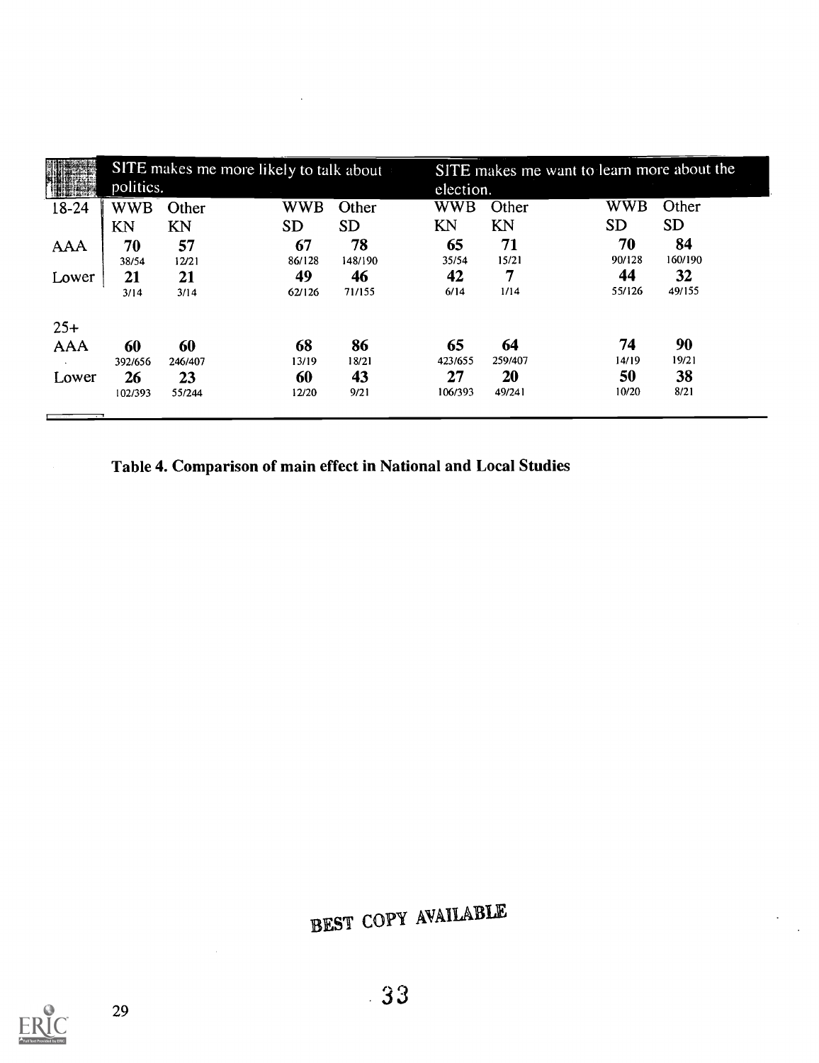| | SITE makes me more likely to talk about politics. | | | | SITE makes me want to learn more about the election. | | | |
|---|---|---|---|---|---|---|---|---|
| 18-24 | WWB KN | Other KN | WWB SD | Other SD | WWB KN | Other KN | WWB SD | Other SD |
| AAA | **70** 38/54 | **57** 12/21 | **67** 86/128 | **78** 148/190 | **65** 35/54 | **71** 15/21 | **70** 90/128 | **84** 160/190 |
| Lower | **21** 3/14 | **21** 3/14 | **49** 62/126 | **46** 71/155 | **42** 6/14 | **7** 1/14 | **44** 55/126 | **32** 49/155 |
| 25+ | | | | | | | | |
| AAA | **60** 392/656 | **60** 246/407 | **68** 13/19 | **86** 18/21 | **65** 423/655 | **64** 259/407 | **74** 14/19 | **90** 19/21 |
| Lower | **26** 102/393 | **23** 55/244 | **60** 12/20 | **43** 9/21 | **27** 106/393 | **20** 49/241 | **50** 10/20 | **38** 8/21 |

**Table 4. Comparison of main effect in National and Local Studies**

BEST COPY AVAILABLE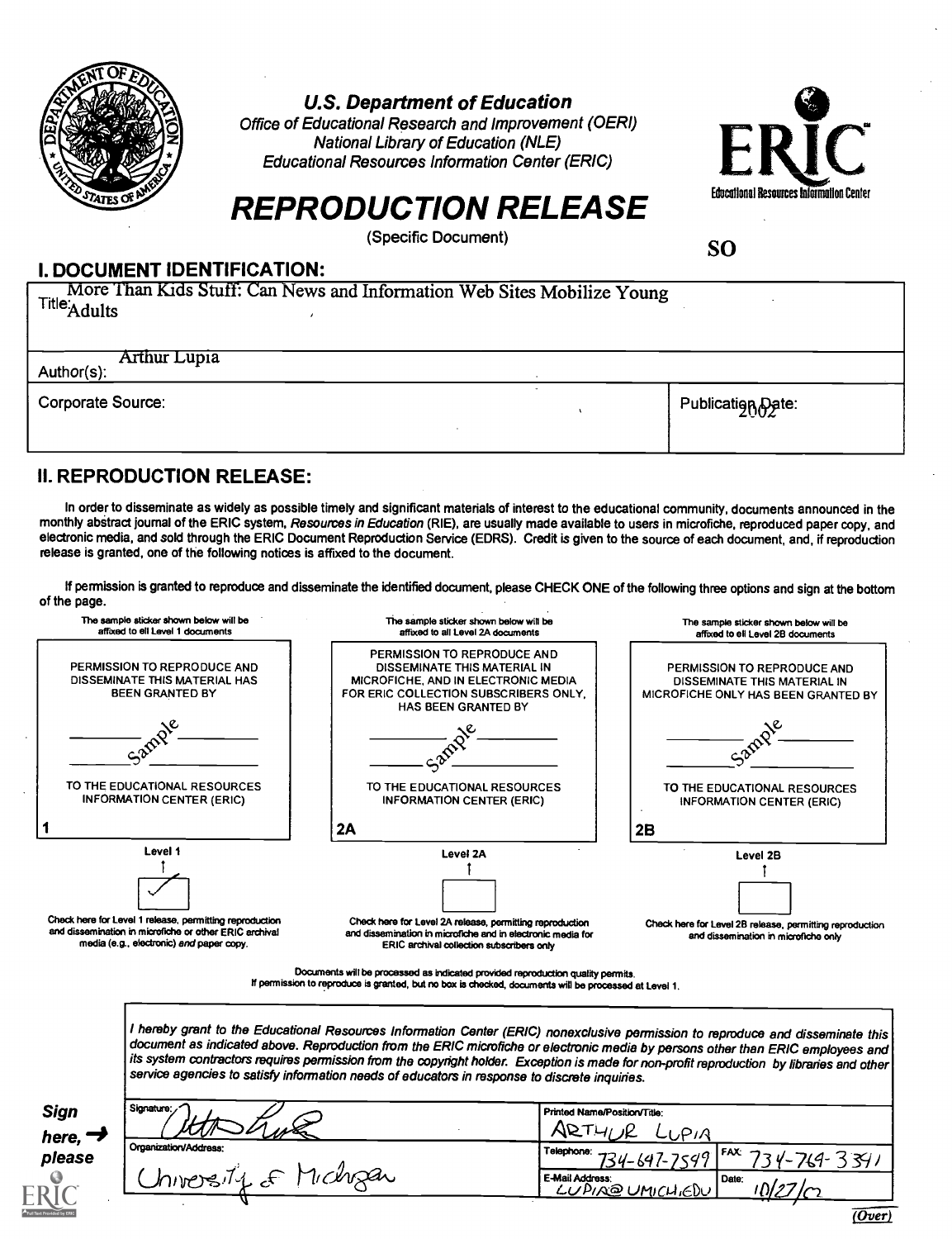**U.S. Department of Education**
*Office of Educational Research and Improvement (OERI)*
*National Library of Education (NLE)*
*Educational Resources Information Center (ERIC)*

ERIC — Educational Resources Information Center

# REPRODUCTION RELEASE

(Specific Document)

**SO**

## I. DOCUMENT IDENTIFICATION:

Title: More Than Kids Stuff: Can News and Information Web Sites Mobilize Young Adults

Author(s): Arthur Lupia

Corporate Source:

Publication Date: 2002

## II. REPRODUCTION RELEASE:

In order to disseminate as widely as possible timely and significant materials of interest to the educational community, documents announced in the monthly abstract journal of the ERIC system, *Resources in Education* (RIE), are usually made available to users in microfiche, reproduced paper copy, and electronic media, and sold through the ERIC Document Reproduction Service (EDRS). Credit is given to the source of each document, and, if reproduction release is granted, one of the following notices is affixed to the document.

If permission is granted to reproduce and disseminate the identified document, please CHECK ONE of the following three options and sign at the bottom of the page.

| The sample sticker shown below will be affixed to all Level 1 documents | The sample sticker shown below will be affixed to all Level 2A documents | The sample sticker shown below will be affixed to all Level 2B documents |
|---|---|---|
| PERMISSION TO REPRODUCE AND DISSEMINATE THIS MATERIAL HAS BEEN GRANTED BY<br>Sample<br>TO THE EDUCATIONAL RESOURCES INFORMATION CENTER (ERIC) | PERMISSION TO REPRODUCE AND DISSEMINATE THIS MATERIAL IN MICROFICHE, AND IN ELECTRONIC MEDIA FOR ERIC COLLECTION SUBSCRIBERS ONLY, HAS BEEN GRANTED BY<br>Sample<br>TO THE EDUCATIONAL RESOURCES INFORMATION CENTER (ERIC) | PERMISSION TO REPRODUCE AND DISSEMINATE THIS MATERIAL IN MICROFICHE ONLY HAS BEEN GRANTED BY<br>Sample<br>TO THE EDUCATIONAL RESOURCES INFORMATION CENTER (ERIC) |
| 1 | 2A | 2B |
| Level 1 | Level 2A | Level 2B |
| [✓] | [ ] | [ ] |
| Check here for Level 1 release, permitting reproduction and dissemination in microfiche or other ERIC archival media (e.g., electronic) *and* paper copy. | Check here for Level 2A release, permitting reproduction and dissemination in microfiche and in electronic media for ERIC archival collection subscribers only | Check here for Level 2B release, permitting reproduction and dissemination in microfiche only |

Documents will be processed as indicated provided reproduction quality permits.
If permission to reproduce is granted, but no box is checked, documents will be processed at Level 1.

*I hereby grant to the Educational Resources Information Center (ERIC) nonexclusive permission to reproduce and disseminate this document as indicated above. Reproduction from the ERIC microfiche or electronic media by persons other than ERIC employees and its system contractors requires permission from the copyright holder. Exception is made for non-profit reproduction by libraries and other service agencies to satisfy information needs of educators in response to discrete inquiries.*

**Sign here, → please**

| Signature: [signed] | Printed Name/Position/Title: ARTHUR LUPIA | |
|---|---|---|
| Organization/Address: University of Michigan | Telephone: 734-647-7549 | FAX: 734-764-3341 |
| | E-Mail Address: LUPIA@UMICH.EDU | Date: 10/27/02 |

(Over)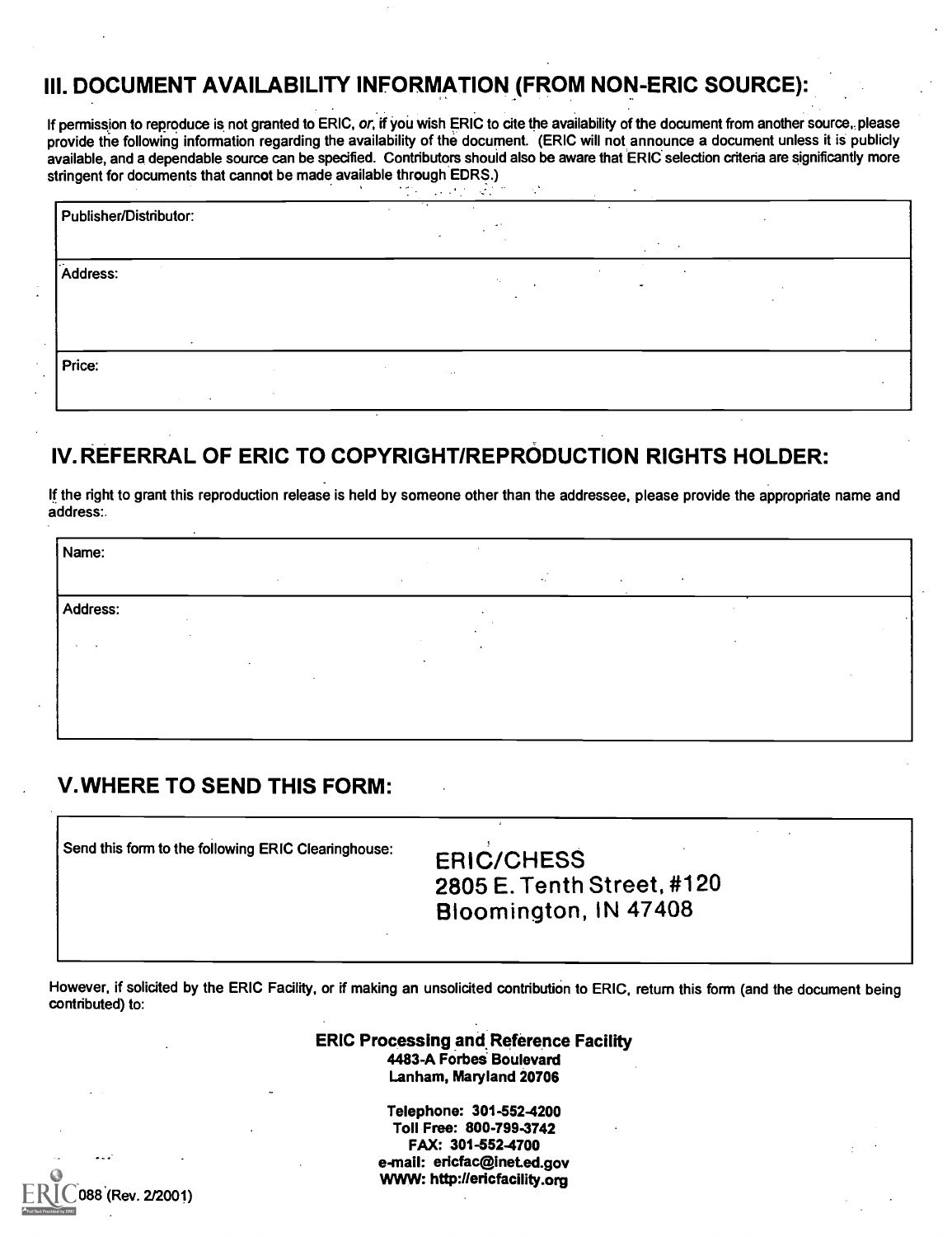## III. DOCUMENT AVAILABILITY INFORMATION (FROM NON-ERIC SOURCE):

If permission to reproduce is not granted to ERIC, *or*, if you wish ERIC to cite the availability of the document from another source, please provide the following information regarding the availability of the document. (ERIC will not announce a document unless it is publicly available, and a dependable source can be specified. Contributors should also be aware that ERIC selection criteria are significantly more stringent for documents that cannot be made available through EDRS.)

| |
|---|
| Publisher/Distributor: |
| Address: |
| Price: |

## IV. REFERRAL OF ERIC TO COPYRIGHT/REPRODUCTION RIGHTS HOLDER:

If the right to grant this reproduction release is held by someone other than the addressee, please provide the appropriate name and address:

| |
|---|
| Name: |
| Address: |

## V. WHERE TO SEND THIS FORM:

| | |
|---|---|
| Send this form to the following ERIC Clearinghouse: | ERIC/CHESS<br>2805 E. Tenth Street, #120<br>Bloomington, IN 47408 |

However, if solicited by the ERIC Facility, or if making an unsolicited contribution to ERIC, return this form (and the document being contributed) to:

**ERIC Processing and Reference Facility**
**4483-A Forbes Boulevard**
**Lanham, Maryland 20706**

**Telephone: 301-552-4200**
**Toll Free: 800-799-3742**
**FAX: 301-552-4700**
**e-mail: ericfac@inet.ed.gov**
**WWW: http://ericfacility.org**

EFF-088 (Rev. 2/2001)